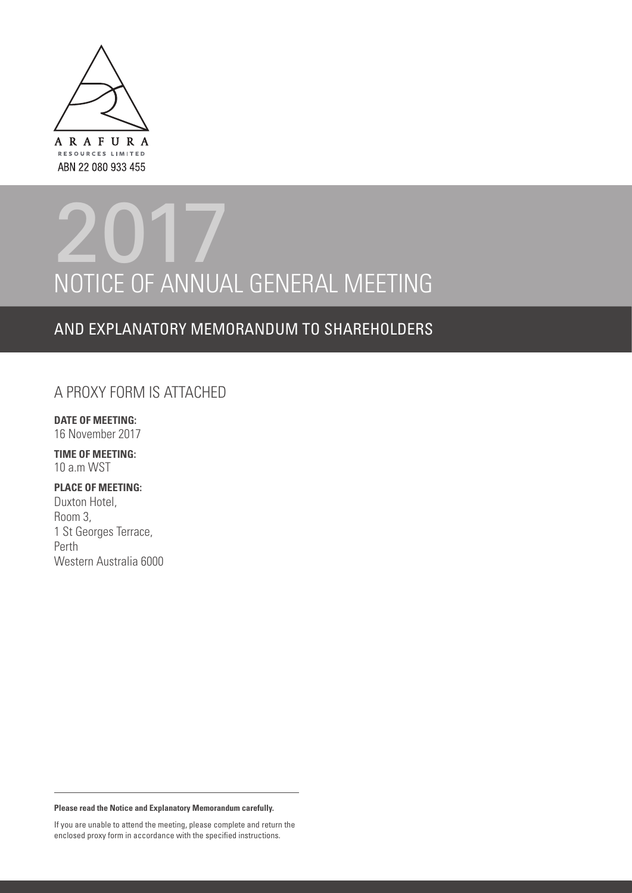ARAFURA

RESOURCES LIMITED

ABN 22 080 933 455

# 2017
# NOTICE OF ANNUAL GENERAL MEETING

## AND EXPLANATORY MEMORANDUM TO SHAREHOLDERS

## A PROXY FORM IS ATTACHED

**DATE OF MEETING:**
16 November 2017

**TIME OF MEETING:**
10 a.m WST

**PLACE OF MEETING:**
Duxton Hotel,
Room 3,
1 St Georges Terrace,
Perth
Western Australia 6000

---

**Please read the Notice and Explanatory Memorandum carefully.**

If you are unable to attend the meeting, please complete and return the enclosed proxy form in accordance with the specified instructions.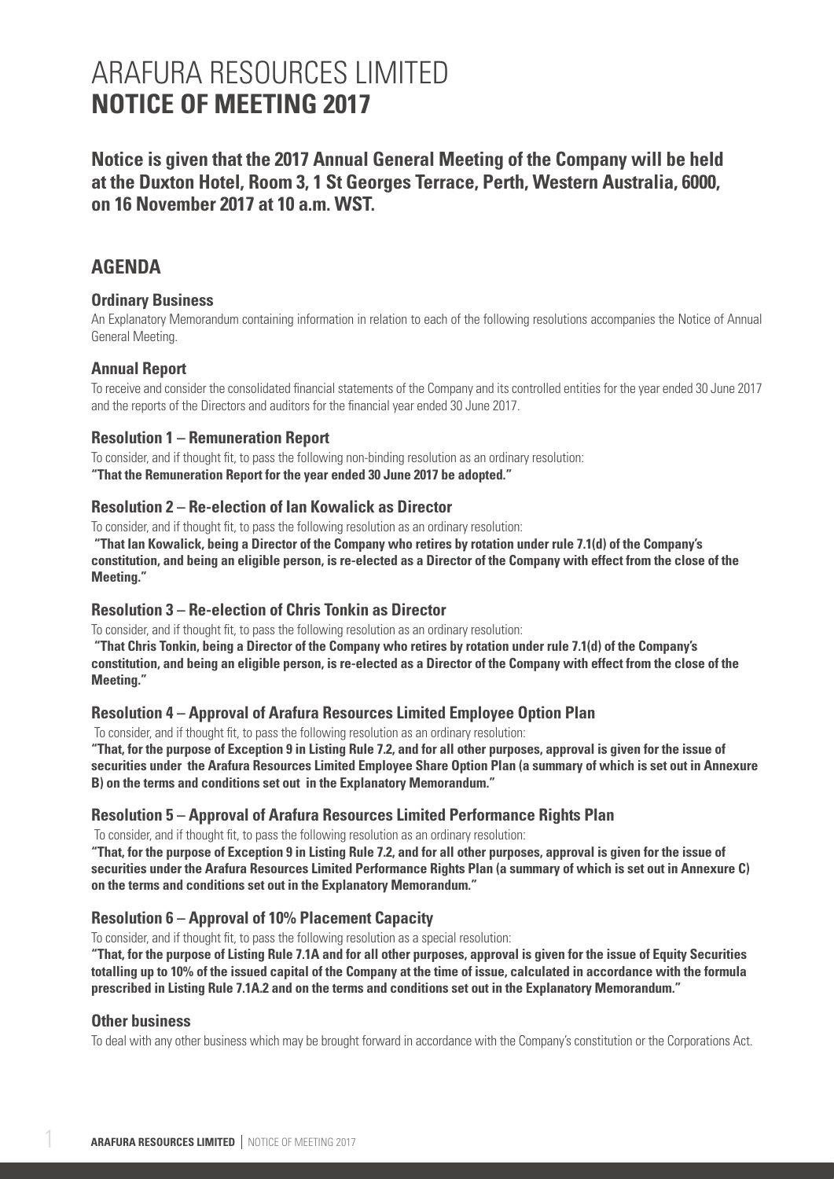# ARAFURA RESOURCES LIMITED
# NOTICE OF MEETING 2017

**Notice is given that the 2017 Annual General Meeting of the Company will be held at the Duxton Hotel, Room 3, 1 St Georges Terrace, Perth, Western Australia, 6000, on 16 November 2017 at 10 a.m. WST.**

## AGENDA

### Ordinary Business

An Explanatory Memorandum containing information in relation to each of the following resolutions accompanies the Notice of Annual General Meeting.

### Annual Report

To receive and consider the consolidated financial statements of the Company and its controlled entities for the year ended 30 June 2017 and the reports of the Directors and auditors for the financial year ended 30 June 2017.

### Resolution 1 – Remuneration Report

To consider, and if thought fit, to pass the following non-binding resolution as an ordinary resolution:
**"That the Remuneration Report for the year ended 30 June 2017 be adopted."**

### Resolution 2 – Re-election of Ian Kowalick as Director

To consider, and if thought fit, to pass the following resolution as an ordinary resolution:
**"That Ian Kowalick, being a Director of the Company who retires by rotation under rule 7.1(d) of the Company's constitution, and being an eligible person, is re-elected as a Director of the Company with effect from the close of the Meeting."**

### Resolution 3 – Re-election of Chris Tonkin as Director

To consider, and if thought fit, to pass the following resolution as an ordinary resolution:
**"That Chris Tonkin, being a Director of the Company who retires by rotation under rule 7.1(d) of the Company's constitution, and being an eligible person, is re-elected as a Director of the Company with effect from the close of the Meeting."**

### Resolution 4 – Approval of Arafura Resources Limited Employee Option Plan

To consider, and if thought fit, to pass the following resolution as an ordinary resolution:
**"That, for the purpose of Exception 9 in Listing Rule 7.2, and for all other purposes, approval is given for the issue of securities under the Arafura Resources Limited Employee Share Option Plan (a summary of which is set out in Annexure B) on the terms and conditions set out in the Explanatory Memorandum."**

### Resolution 5 – Approval of Arafura Resources Limited Performance Rights Plan

To consider, and if thought fit, to pass the following resolution as an ordinary resolution:
**"That, for the purpose of Exception 9 in Listing Rule 7.2, and for all other purposes, approval is given for the issue of securities under the Arafura Resources Limited Performance Rights Plan (a summary of which is set out in Annexure C) on the terms and conditions set out in the Explanatory Memorandum."**

### Resolution 6 – Approval of 10% Placement Capacity

To consider, and if thought fit, to pass the following resolution as a special resolution:
**"That, for the purpose of Listing Rule 7.1A and for all other purposes, approval is given for the issue of Equity Securities totalling up to 10% of the issued capital of the Company at the time of issue, calculated in accordance with the formula prescribed in Listing Rule 7.1A.2 and on the terms and conditions set out in the Explanatory Memorandum."**

### Other business

To deal with any other business which may be brought forward in accordance with the Company's constitution or the Corporations Act.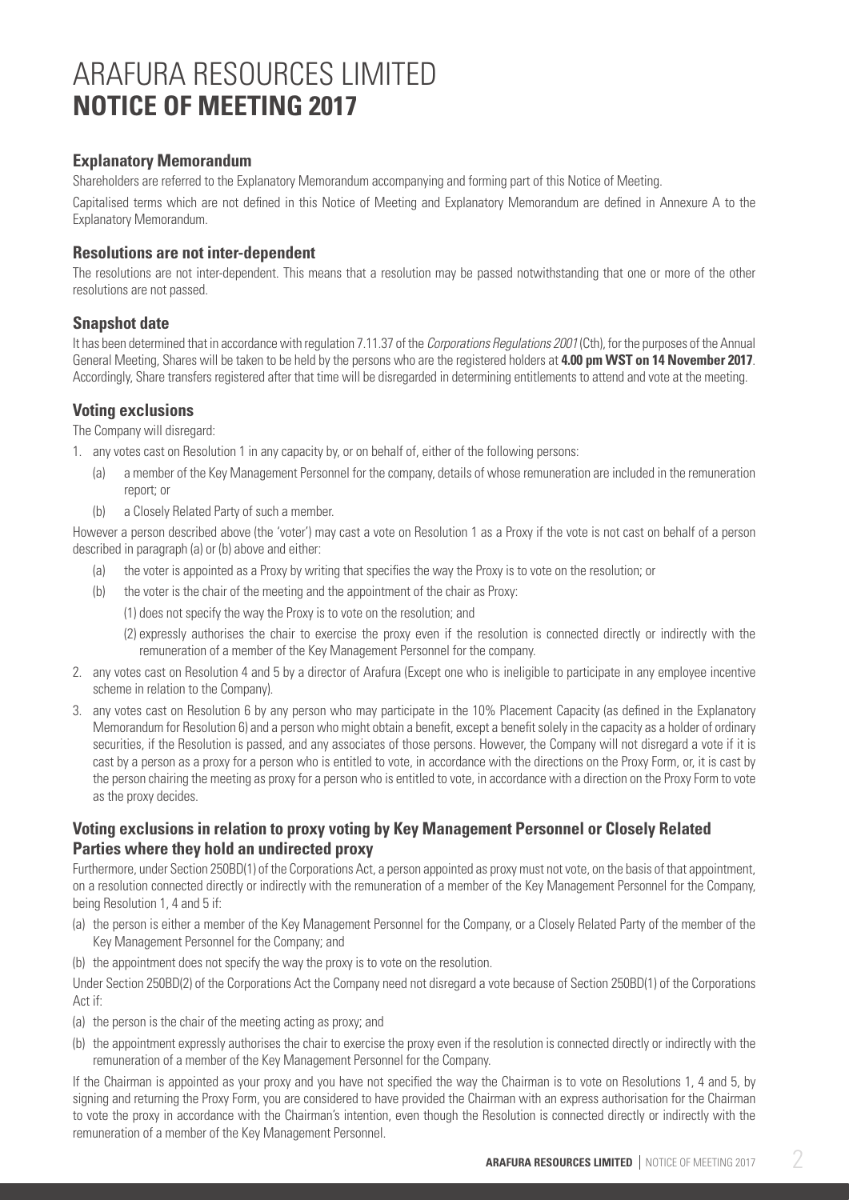# ARAFURA RESOURCES LIMITED
# **NOTICE OF MEETING 2017**

### Explanatory Memorandum

Shareholders are referred to the Explanatory Memorandum accompanying and forming part of this Notice of Meeting.

Capitalised terms which are not defined in this Notice of Meeting and Explanatory Memorandum are defined in Annexure A to the Explanatory Memorandum.

### Resolutions are not inter-dependent

The resolutions are not inter-dependent. This means that a resolution may be passed notwithstanding that one or more of the other resolutions are not passed.

### Snapshot date

It has been determined that in accordance with regulation 7.11.37 of the *Corporations Regulations 2001* (Cth), for the purposes of the Annual General Meeting, Shares will be taken to be held by the persons who are the registered holders at **4.00 pm WST on 14 November 2017**. Accordingly, Share transfers registered after that time will be disregarded in determining entitlements to attend and vote at the meeting.

### Voting exclusions

The Company will disregard:

1. any votes cast on Resolution 1 in any capacity by, or on behalf of, either of the following persons:
   (a) a member of the Key Management Personnel for the company, details of whose remuneration are included in the remuneration report; or
   (b) a Closely Related Party of such a member.

However a person described above (the 'voter') may cast a vote on Resolution 1 as a Proxy if the vote is not cast on behalf of a person described in paragraph (a) or (b) above and either:

   (a) the voter is appointed as a Proxy by writing that specifies the way the Proxy is to vote on the resolution; or
   (b) the voter is the chair of the meeting and the appointment of the chair as Proxy:
      (1) does not specify the way the Proxy is to vote on the resolution; and
      (2) expressly authorises the chair to exercise the proxy even if the resolution is connected directly or indirectly with the remuneration of a member of the Key Management Personnel for the company.

2. any votes cast on Resolution 4 and 5 by a director of Arafura (Except one who is ineligible to participate in any employee incentive scheme in relation to the Company).
3. any votes cast on Resolution 6 by any person who may participate in the 10% Placement Capacity (as defined in the Explanatory Memorandum for Resolution 6) and a person who might obtain a benefit, except a benefit solely in the capacity as a holder of ordinary securities, if the Resolution is passed, and any associates of those persons. However, the Company will not disregard a vote if it is cast by a person as a proxy for a person who is entitled to vote, in accordance with the directions on the Proxy Form, or, it is cast by the person chairing the meeting as proxy for a person who is entitled to vote, in accordance with a direction on the Proxy Form to vote as the proxy decides.

### Voting exclusions in relation to proxy voting by Key Management Personnel or Closely Related Parties where they hold an undirected proxy

Furthermore, under Section 250BD(1) of the Corporations Act, a person appointed as proxy must not vote, on the basis of that appointment, on a resolution connected directly or indirectly with the remuneration of a member of the Key Management Personnel for the Company, being Resolution 1, 4 and 5 if:

(a) the person is either a member of the Key Management Personnel for the Company, or a Closely Related Party of the member of the Key Management Personnel for the Company; and

(b) the appointment does not specify the way the proxy is to vote on the resolution.

Under Section 250BD(2) of the Corporations Act the Company need not disregard a vote because of Section 250BD(1) of the Corporations Act if:

(a) the person is the chair of the meeting acting as proxy; and

(b) the appointment expressly authorises the chair to exercise the proxy even if the resolution is connected directly or indirectly with the remuneration of a member of the Key Management Personnel for the Company.

If the Chairman is appointed as your proxy and you have not specified the way the Chairman is to vote on Resolutions 1, 4 and 5, by signing and returning the Proxy Form, you are considered to have provided the Chairman with an express authorisation for the Chairman to vote the proxy in accordance with the Chairman's intention, even though the Resolution is connected directly or indirectly with the remuneration of a member of the Key Management Personnel.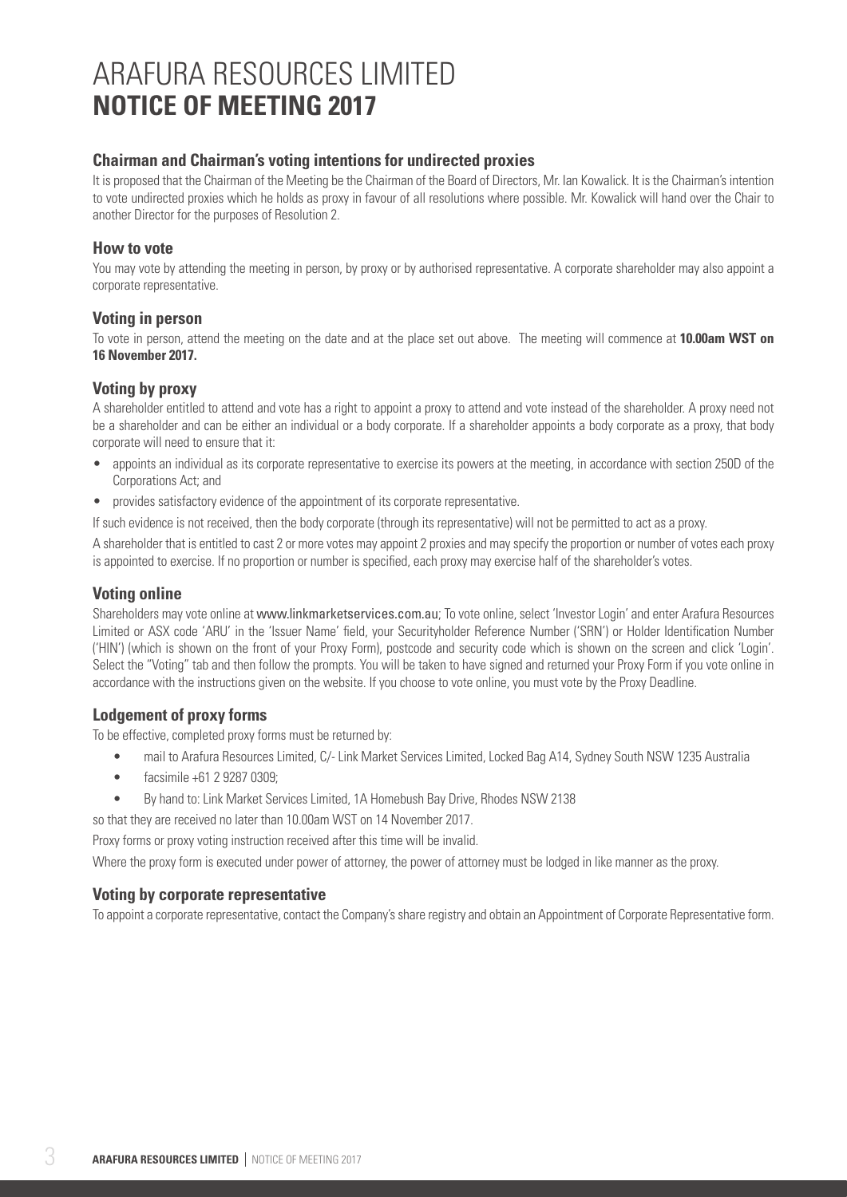# ARAFURA RESOURCES LIMITED
# **NOTICE OF MEETING 2017**

### Chairman and Chairman's voting intentions for undirected proxies

It is proposed that the Chairman of the Meeting be the Chairman of the Board of Directors, Mr. Ian Kowalick. It is the Chairman's intention to vote undirected proxies which he holds as proxy in favour of all resolutions where possible. Mr. Kowalick will hand over the Chair to another Director for the purposes of Resolution 2.

### How to vote

You may vote by attending the meeting in person, by proxy or by authorised representative. A corporate shareholder may also appoint a corporate representative.

### Voting in person

To vote in person, attend the meeting on the date and at the place set out above. The meeting will commence at **10.00am WST on 16 November 2017.**

### Voting by proxy

A shareholder entitled to attend and vote has a right to appoint a proxy to attend and vote instead of the shareholder. A proxy need not be a shareholder and can be either an individual or a body corporate. If a shareholder appoints a body corporate as a proxy, that body corporate will need to ensure that it:

- appoints an individual as its corporate representative to exercise its powers at the meeting, in accordance with section 250D of the Corporations Act; and
- provides satisfactory evidence of the appointment of its corporate representative.

If such evidence is not received, then the body corporate (through its representative) will not be permitted to act as a proxy.

A shareholder that is entitled to cast 2 or more votes may appoint 2 proxies and may specify the proportion or number of votes each proxy is appointed to exercise. If no proportion or number is specified, each proxy may exercise half of the shareholder's votes.

### Voting online

Shareholders may vote online at www.linkmarketservices.com.au; To vote online, select 'Investor Login' and enter Arafura Resources Limited or ASX code 'ARU' in the 'Issuer Name' field, your Securityholder Reference Number ('SRN') or Holder Identification Number ('HIN') (which is shown on the front of your Proxy Form), postcode and security code which is shown on the screen and click 'Login'. Select the "Voting" tab and then follow the prompts. You will be taken to have signed and returned your Proxy Form if you vote online in accordance with the instructions given on the website. If you choose to vote online, you must vote by the Proxy Deadline.

### Lodgement of proxy forms

To be effective, completed proxy forms must be returned by:

- mail to Arafura Resources Limited, C/- Link Market Services Limited, Locked Bag A14, Sydney South NSW 1235 Australia
- facsimile +61 2 9287 0309;
- By hand to: Link Market Services Limited, 1A Homebush Bay Drive, Rhodes NSW 2138

so that they are received no later than 10.00am WST on 14 November 2017.

Proxy forms or proxy voting instruction received after this time will be invalid.

Where the proxy form is executed under power of attorney, the power of attorney must be lodged in like manner as the proxy.

### Voting by corporate representative

To appoint a corporate representative, contact the Company's share registry and obtain an Appointment of Corporate Representative form.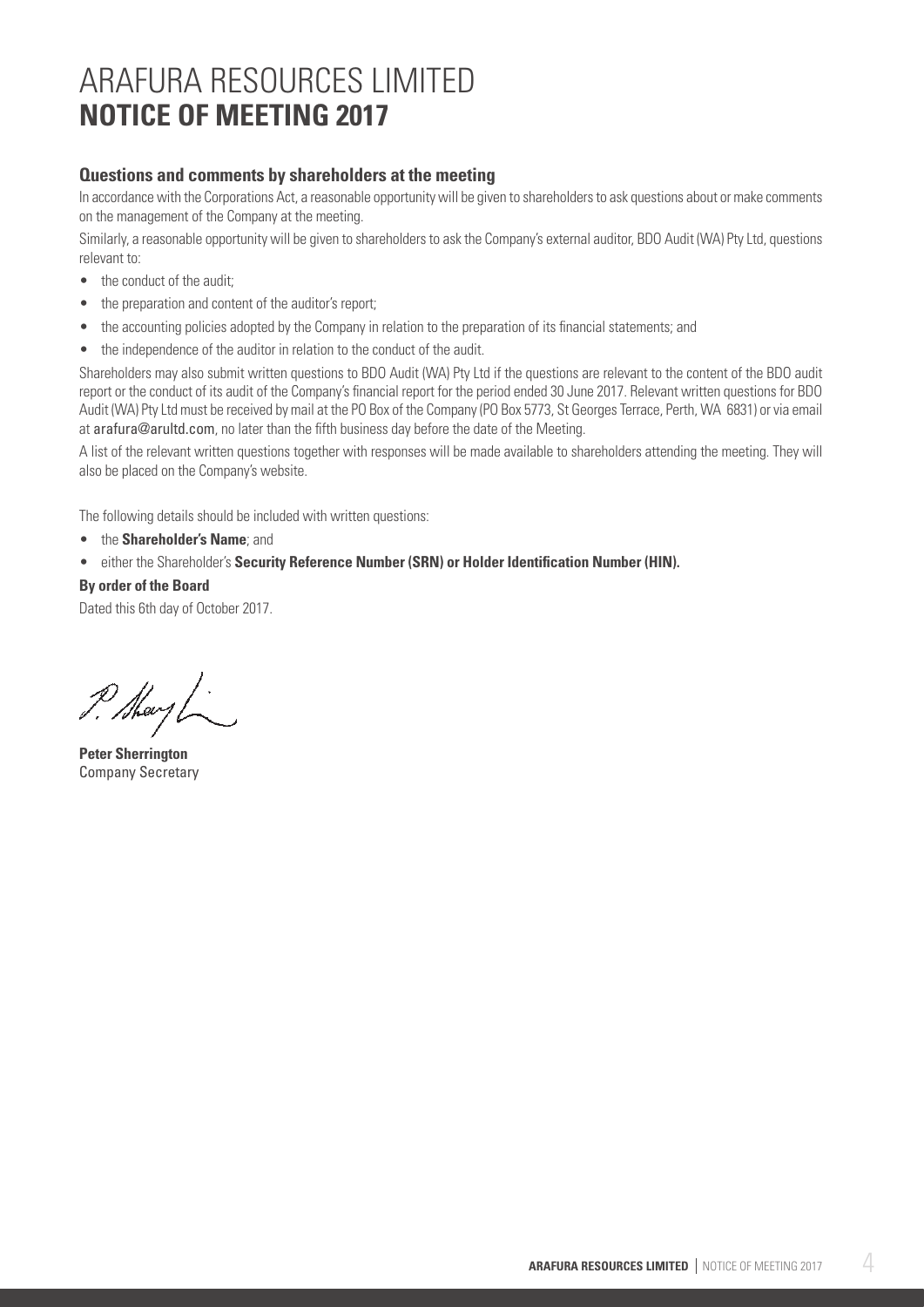# ARAFURA RESOURCES LIMITED
# **NOTICE OF MEETING 2017**

## Questions and comments by shareholders at the meeting

In accordance with the Corporations Act, a reasonable opportunity will be given to shareholders to ask questions about or make comments on the management of the Company at the meeting.

Similarly, a reasonable opportunity will be given to shareholders to ask the Company's external auditor, BDO Audit (WA) Pty Ltd, questions relevant to:

- the conduct of the audit;
- the preparation and content of the auditor's report;
- the accounting policies adopted by the Company in relation to the preparation of its financial statements; and
- the independence of the auditor in relation to the conduct of the audit.

Shareholders may also submit written questions to BDO Audit (WA) Pty Ltd if the questions are relevant to the content of the BDO audit report or the conduct of its audit of the Company's financial report for the period ended 30 June 2017. Relevant written questions for BDO Audit (WA) Pty Ltd must be received by mail at the PO Box of the Company (PO Box 5773, St Georges Terrace, Perth, WA 6831) or via email at arafura@arultd.com, no later than the fifth business day before the date of the Meeting.

A list of the relevant written questions together with responses will be made available to shareholders attending the meeting. They will also be placed on the Company's website.

The following details should be included with written questions:

- the **Shareholder's Name**; and
- either the Shareholder's **Security Reference Number (SRN) or Holder Identification Number (HIN).**

**By order of the Board**

Dated this 6th day of October 2017.

**Peter Sherrington**
Company Secretary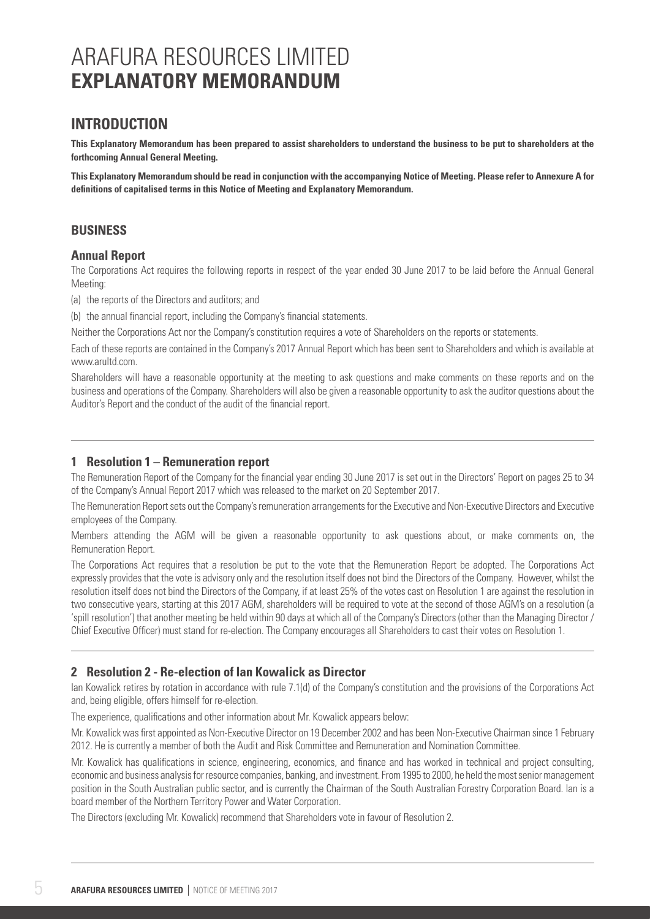# ARAFURA RESOURCES LIMITED
# EXPLANATORY MEMORANDUM

## INTRODUCTION

**This Explanatory Memorandum has been prepared to assist shareholders to understand the business to be put to shareholders at the forthcoming Annual General Meeting.**

**This Explanatory Memorandum should be read in conjunction with the accompanying Notice of Meeting. Please refer to Annexure A for definitions of capitalised terms in this Notice of Meeting and Explanatory Memorandum.**

## BUSINESS

### Annual Report

The Corporations Act requires the following reports in respect of the year ended 30 June 2017 to be laid before the Annual General Meeting:

(a) the reports of the Directors and auditors; and

(b) the annual financial report, including the Company's financial statements.

Neither the Corporations Act nor the Company's constitution requires a vote of Shareholders on the reports or statements.

Each of these reports are contained in the Company's 2017 Annual Report which has been sent to Shareholders and which is available at www.arultd.com.

Shareholders will have a reasonable opportunity at the meeting to ask questions and make comments on these reports and on the business and operations of the Company. Shareholders will also be given a reasonable opportunity to ask the auditor questions about the Auditor's Report and the conduct of the audit of the financial report.

### 1 Resolution 1 – Remuneration report

The Remuneration Report of the Company for the financial year ending 30 June 2017 is set out in the Directors' Report on pages 25 to 34 of the Company's Annual Report 2017 which was released to the market on 20 September 2017.

The Remuneration Report sets out the Company's remuneration arrangements for the Executive and Non-Executive Directors and Executive employees of the Company.

Members attending the AGM will be given a reasonable opportunity to ask questions about, or make comments on, the Remuneration Report.

The Corporations Act requires that a resolution be put to the vote that the Remuneration Report be adopted. The Corporations Act expressly provides that the vote is advisory only and the resolution itself does not bind the Directors of the Company. However, whilst the resolution itself does not bind the Directors of the Company, if at least 25% of the votes cast on Resolution 1 are against the resolution in two consecutive years, starting at this 2017 AGM, shareholders will be required to vote at the second of those AGM's on a resolution (a 'spill resolution') that another meeting be held within 90 days at which all of the Company's Directors (other than the Managing Director / Chief Executive Officer) must stand for re-election. The Company encourages all Shareholders to cast their votes on Resolution 1.

### 2 Resolution 2 - Re-election of Ian Kowalick as Director

Ian Kowalick retires by rotation in accordance with rule 7.1(d) of the Company's constitution and the provisions of the Corporations Act and, being eligible, offers himself for re-election.

The experience, qualifications and other information about Mr. Kowalick appears below:

Mr. Kowalick was first appointed as Non-Executive Director on 19 December 2002 and has been Non-Executive Chairman since 1 February 2012. He is currently a member of both the Audit and Risk Committee and Remuneration and Nomination Committee.

Mr. Kowalick has qualifications in science, engineering, economics, and finance and has worked in technical and project consulting, economic and business analysis for resource companies, banking, and investment. From 1995 to 2000, he held the most senior management position in the South Australian public sector, and is currently the Chairman of the South Australian Forestry Corporation Board. Ian is a board member of the Northern Territory Power and Water Corporation.

The Directors (excluding Mr. Kowalick) recommend that Shareholders vote in favour of Resolution 2.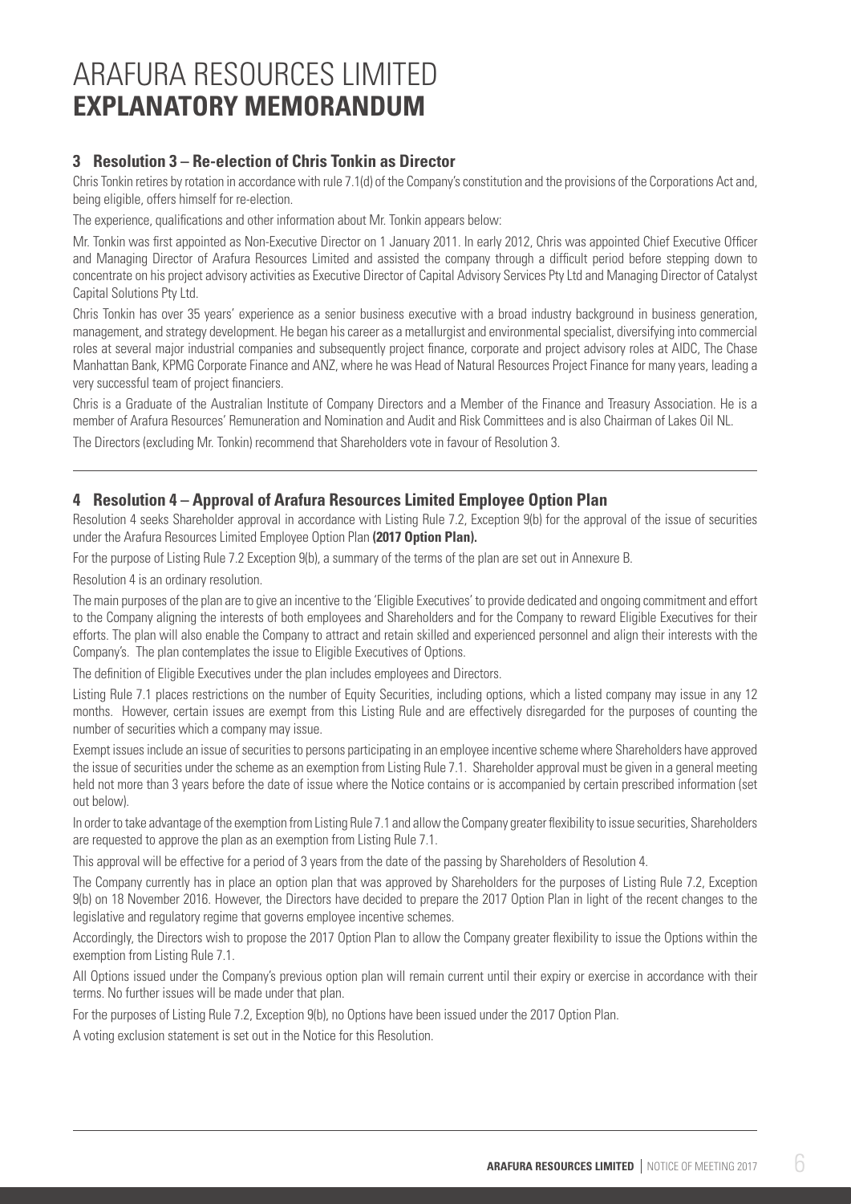# ARAFURA RESOURCES LIMITED
# EXPLANATORY MEMORANDUM

## 3 Resolution 3 – Re-election of Chris Tonkin as Director

Chris Tonkin retires by rotation in accordance with rule 7.1(d) of the Company's constitution and the provisions of the Corporations Act and, being eligible, offers himself for re-election.

The experience, qualifications and other information about Mr. Tonkin appears below:

Mr. Tonkin was first appointed as Non-Executive Director on 1 January 2011. In early 2012, Chris was appointed Chief Executive Officer and Managing Director of Arafura Resources Limited and assisted the company through a difficult period before stepping down to concentrate on his project advisory activities as Executive Director of Capital Advisory Services Pty Ltd and Managing Director of Catalyst Capital Solutions Pty Ltd.

Chris Tonkin has over 35 years' experience as a senior business executive with a broad industry background in business generation, management, and strategy development. He began his career as a metallurgist and environmental specialist, diversifying into commercial roles at several major industrial companies and subsequently project finance, corporate and project advisory roles at AIDC, The Chase Manhattan Bank, KPMG Corporate Finance and ANZ, where he was Head of Natural Resources Project Finance for many years, leading a very successful team of project financiers.

Chris is a Graduate of the Australian Institute of Company Directors and a Member of the Finance and Treasury Association. He is a member of Arafura Resources' Remuneration and Nomination and Audit and Risk Committees and is also Chairman of Lakes Oil NL.

The Directors (excluding Mr. Tonkin) recommend that Shareholders vote in favour of Resolution 3.

## 4 Resolution 4 – Approval of Arafura Resources Limited Employee Option Plan

Resolution 4 seeks Shareholder approval in accordance with Listing Rule 7.2, Exception 9(b) for the approval of the issue of securities under the Arafura Resources Limited Employee Option Plan **(2017 Option Plan).**

For the purpose of Listing Rule 7.2 Exception 9(b), a summary of the terms of the plan are set out in Annexure B.

Resolution 4 is an ordinary resolution.

The main purposes of the plan are to give an incentive to the 'Eligible Executives' to provide dedicated and ongoing commitment and effort to the Company aligning the interests of both employees and Shareholders and for the Company to reward Eligible Executives for their efforts. The plan will also enable the Company to attract and retain skilled and experienced personnel and align their interests with the Company's. The plan contemplates the issue to Eligible Executives of Options.

The definition of Eligible Executives under the plan includes employees and Directors.

Listing Rule 7.1 places restrictions on the number of Equity Securities, including options, which a listed company may issue in any 12 months. However, certain issues are exempt from this Listing Rule and are effectively disregarded for the purposes of counting the number of securities which a company may issue.

Exempt issues include an issue of securities to persons participating in an employee incentive scheme where Shareholders have approved the issue of securities under the scheme as an exemption from Listing Rule 7.1. Shareholder approval must be given in a general meeting held not more than 3 years before the date of issue where the Notice contains or is accompanied by certain prescribed information (set out below).

In order to take advantage of the exemption from Listing Rule 7.1 and allow the Company greater flexibility to issue securities, Shareholders are requested to approve the plan as an exemption from Listing Rule 7.1.

This approval will be effective for a period of 3 years from the date of the passing by Shareholders of Resolution 4.

The Company currently has in place an option plan that was approved by Shareholders for the purposes of Listing Rule 7.2, Exception 9(b) on 18 November 2016. However, the Directors have decided to prepare the 2017 Option Plan in light of the recent changes to the legislative and regulatory regime that governs employee incentive schemes.

Accordingly, the Directors wish to propose the 2017 Option Plan to allow the Company greater flexibility to issue the Options within the exemption from Listing Rule 7.1.

All Options issued under the Company's previous option plan will remain current until their expiry or exercise in accordance with their terms. No further issues will be made under that plan.

For the purposes of Listing Rule 7.2, Exception 9(b), no Options have been issued under the 2017 Option Plan.

A voting exclusion statement is set out in the Notice for this Resolution.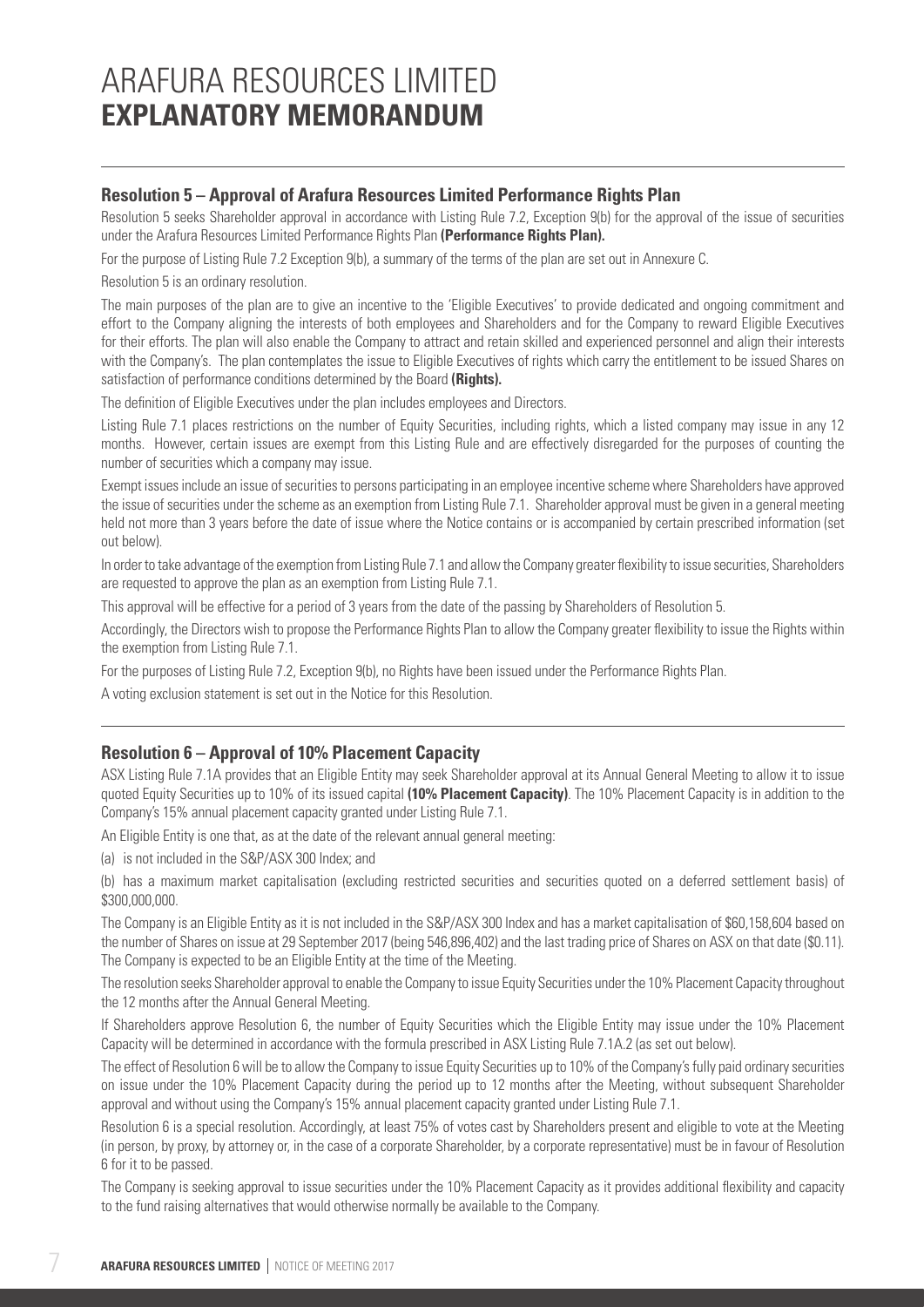# ARAFURA RESOURCES LIMITED
# EXPLANATORY MEMORANDUM

## Resolution 5 – Approval of Arafura Resources Limited Performance Rights Plan

Resolution 5 seeks Shareholder approval in accordance with Listing Rule 7.2, Exception 9(b) for the approval of the issue of securities under the Arafura Resources Limited Performance Rights Plan **(Performance Rights Plan).**

For the purpose of Listing Rule 7.2 Exception 9(b), a summary of the terms of the plan are set out in Annexure C.

Resolution 5 is an ordinary resolution.

The main purposes of the plan are to give an incentive to the 'Eligible Executives' to provide dedicated and ongoing commitment and effort to the Company aligning the interests of both employees and Shareholders and for the Company to reward Eligible Executives for their efforts. The plan will also enable the Company to attract and retain skilled and experienced personnel and align their interests with the Company's. The plan contemplates the issue to Eligible Executives of rights which carry the entitlement to be issued Shares on satisfaction of performance conditions determined by the Board **(Rights).**

The definition of Eligible Executives under the plan includes employees and Directors.

Listing Rule 7.1 places restrictions on the number of Equity Securities, including rights, which a listed company may issue in any 12 months. However, certain issues are exempt from this Listing Rule and are effectively disregarded for the purposes of counting the number of securities which a company may issue.

Exempt issues include an issue of securities to persons participating in an employee incentive scheme where Shareholders have approved the issue of securities under the scheme as an exemption from Listing Rule 7.1. Shareholder approval must be given in a general meeting held not more than 3 years before the date of issue where the Notice contains or is accompanied by certain prescribed information (set out below).

In order to take advantage of the exemption from Listing Rule 7.1 and allow the Company greater flexibility to issue securities, Shareholders are requested to approve the plan as an exemption from Listing Rule 7.1.

This approval will be effective for a period of 3 years from the date of the passing by Shareholders of Resolution 5.

Accordingly, the Directors wish to propose the Performance Rights Plan to allow the Company greater flexibility to issue the Rights within the exemption from Listing Rule 7.1.

For the purposes of Listing Rule 7.2, Exception 9(b), no Rights have been issued under the Performance Rights Plan.

A voting exclusion statement is set out in the Notice for this Resolution.

## Resolution 6 – Approval of 10% Placement Capacity

ASX Listing Rule 7.1A provides that an Eligible Entity may seek Shareholder approval at its Annual General Meeting to allow it to issue quoted Equity Securities up to 10% of its issued capital **(10% Placement Capacity)**. The 10% Placement Capacity is in addition to the Company's 15% annual placement capacity granted under Listing Rule 7.1.

An Eligible Entity is one that, as at the date of the relevant annual general meeting:

(a) is not included in the S&P/ASX 300 Index; and

(b) has a maximum market capitalisation (excluding restricted securities and securities quoted on a deferred settlement basis) of \$300,000,000.

The Company is an Eligible Entity as it is not included in the S&P/ASX 300 Index and has a market capitalisation of \$60,158,604 based on the number of Shares on issue at 29 September 2017 (being 546,896,402) and the last trading price of Shares on ASX on that date (\$0.11). The Company is expected to be an Eligible Entity at the time of the Meeting.

The resolution seeks Shareholder approval to enable the Company to issue Equity Securities under the 10% Placement Capacity throughout the 12 months after the Annual General Meeting.

If Shareholders approve Resolution 6, the number of Equity Securities which the Eligible Entity may issue under the 10% Placement Capacity will be determined in accordance with the formula prescribed in ASX Listing Rule 7.1A.2 (as set out below).

The effect of Resolution 6 will be to allow the Company to issue Equity Securities up to 10% of the Company's fully paid ordinary securities on issue under the 10% Placement Capacity during the period up to 12 months after the Meeting, without subsequent Shareholder approval and without using the Company's 15% annual placement capacity granted under Listing Rule 7.1.

Resolution 6 is a special resolution. Accordingly, at least 75% of votes cast by Shareholders present and eligible to vote at the Meeting (in person, by proxy, by attorney or, in the case of a corporate Shareholder, by a corporate representative) must be in favour of Resolution 6 for it to be passed.

The Company is seeking approval to issue securities under the 10% Placement Capacity as it provides additional flexibility and capacity to the fund raising alternatives that would otherwise normally be available to the Company.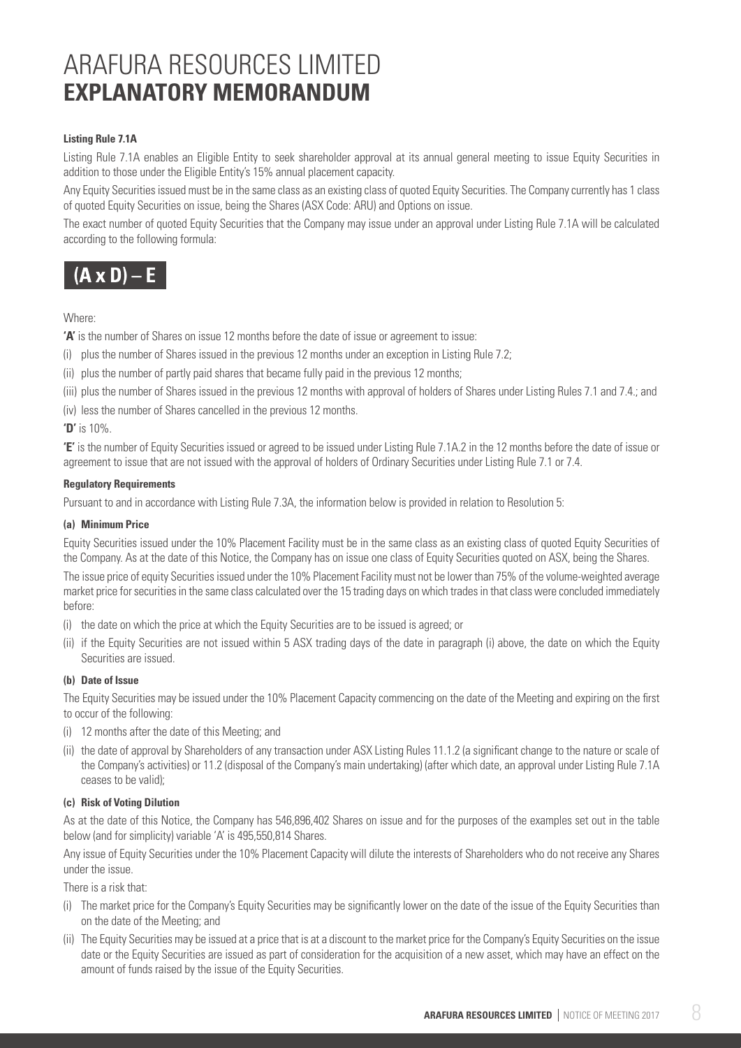# ARAFURA RESOURCES LIMITED **EXPLANATORY MEMORANDUM**

#### Listing Rule 7.1A

Listing Rule 7.1A enables an Eligible Entity to seek shareholder approval at its annual general meeting to issue Equity Securities in addition to those under the Eligible Entity's 15% annual placement capacity.

Any Equity Securities issued must be in the same class as an existing class of quoted Equity Securities. The Company currently has 1 class of quoted Equity Securities on issue, being the Shares (ASX Code: ARU) and Options on issue.

The exact number of quoted Equity Securities that the Company may issue under an approval under Listing Rule 7.1A will be calculated according to the following formula:

$$(A \times D) - E$$

Where:

**'A'** is the number of Shares on issue 12 months before the date of issue or agreement to issue:

(i) plus the number of Shares issued in the previous 12 months under an exception in Listing Rule 7.2;

(ii) plus the number of partly paid shares that became fully paid in the previous 12 months;

(iii) plus the number of Shares issued in the previous 12 months with approval of holders of Shares under Listing Rules 7.1 and 7.4.; and

(iv) less the number of Shares cancelled in the previous 12 months.

**'D'** is 10%.

**'E'** is the number of Equity Securities issued or agreed to be issued under Listing Rule 7.1A.2 in the 12 months before the date of issue or agreement to issue that are not issued with the approval of holders of Ordinary Securities under Listing Rule 7.1 or 7.4.

#### Regulatory Requirements

Pursuant to and in accordance with Listing Rule 7.3A, the information below is provided in relation to Resolution 5:

#### (a) Minimum Price

Equity Securities issued under the 10% Placement Facility must be in the same class as an existing class of quoted Equity Securities of the Company. As at the date of this Notice, the Company has on issue one class of Equity Securities quoted on ASX, being the Shares.

The issue price of equity Securities issued under the 10% Placement Facility must not be lower than 75% of the volume-weighted average market price for securities in the same class calculated over the 15 trading days on which trades in that class were concluded immediately before:

(i) the date on which the price at which the Equity Securities are to be issued is agreed; or

(ii) if the Equity Securities are not issued within 5 ASX trading days of the date in paragraph (i) above, the date on which the Equity Securities are issued.

#### (b) Date of Issue

The Equity Securities may be issued under the 10% Placement Capacity commencing on the date of the Meeting and expiring on the first to occur of the following:

(i) 12 months after the date of this Meeting; and

(ii) the date of approval by Shareholders of any transaction under ASX Listing Rules 11.1.2 (a significant change to the nature or scale of the Company's activities) or 11.2 (disposal of the Company's main undertaking) (after which date, an approval under Listing Rule 7.1A ceases to be valid);

#### (c) Risk of Voting Dilution

As at the date of this Notice, the Company has 546,896,402 Shares on issue and for the purposes of the examples set out in the table below (and for simplicity) variable 'A' is 495,550,814 Shares.

Any issue of Equity Securities under the 10% Placement Capacity will dilute the interests of Shareholders who do not receive any Shares under the issue.

There is a risk that:

(i) The market price for the Company's Equity Securities may be significantly lower on the date of the issue of the Equity Securities than on the date of the Meeting; and

(ii) The Equity Securities may be issued at a price that is at a discount to the market price for the Company's Equity Securities on the issue date or the Equity Securities are issued as part of consideration for the acquisition of a new asset, which may have an effect on the amount of funds raised by the issue of the Equity Securities.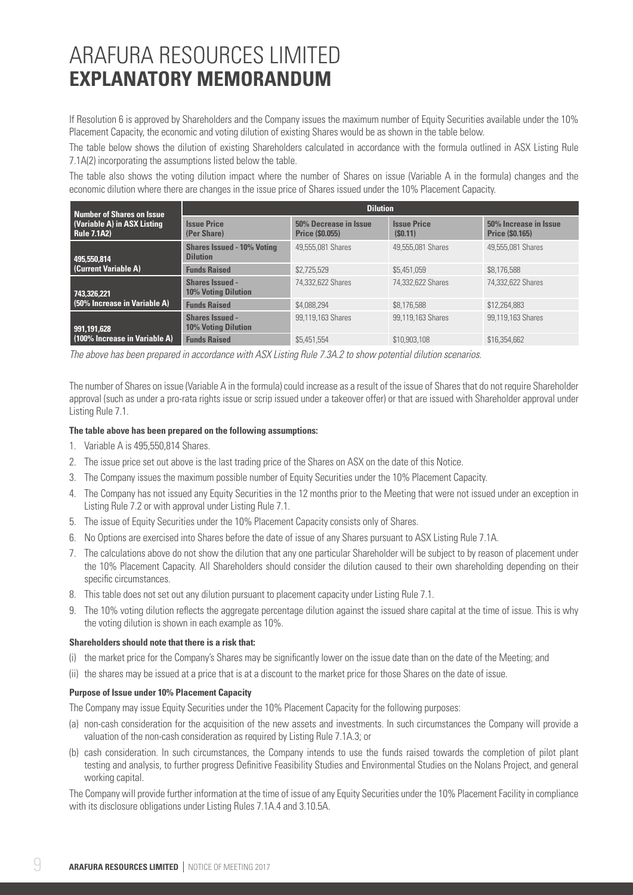# ARAFURA RESOURCES LIMITED
# **EXPLANATORY MEMORANDUM**

If Resolution 6 is approved by Shareholders and the Company issues the maximum number of Equity Securities available under the 10% Placement Capacity, the economic and voting dilution of existing Shares would be as shown in the table below.

The table below shows the dilution of existing Shareholders calculated in accordance with the formula outlined in ASX Listing Rule 7.1A(2) incorporating the assumptions listed below the table.

The table also shows the voting dilution impact where the number of Shares on issue (Variable A in the formula) changes and the economic dilution where there are changes in the issue price of Shares issued under the 10% Placement Capacity.

| Number of Shares on Issue (Variable A) in ASX Listing Rule 7.1A2) | Dilution | | | |
|---|---|---|---|---|
| | **Issue Price (Per Share)** | **50% Decrease in Issue Price ($0.055)** | **Issue Price ($0.11)** | **50% Increase in Issue Price ($0.165)** |
| **495,550,814 (Current Variable A)** | **Shares Issued - 10% Voting Dilution** | 49,555,081 Shares | 49,555,081 Shares | 49,555,081 Shares |
| | **Funds Raised** | $2,725,529 | $5,451,059 | $8,176,588 |
| **743,326,221 (50% Increase in Variable A)** | **Shares Issued - 10% Voting Dilution** | 74,332,622 Shares | 74,332,622 Shares | 74,332,622 Shares |
| | **Funds Raised** | $4,088,294 | $8,176,588 | $12,264,883 |
| **991,191,628 (100% Increase in Variable A)** | **Shares Issued - 10% Voting Dilution** | 99,119,163 Shares | 99,119,163 Shares | 99,119,163 Shares |
| | **Funds Raised** | $5,451,554 | $10,903,108 | $16,354,662 |

*The above has been prepared in accordance with ASX Listing Rule 7.3A.2 to show potential dilution scenarios.*

The number of Shares on issue (Variable A in the formula) could increase as a result of the issue of Shares that do not require Shareholder approval (such as under a pro-rata rights issue or scrip issued under a takeover offer) or that are issued with Shareholder approval under Listing Rule 7.1.

**The table above has been prepared on the following assumptions:**

1. Variable A is 495,550,814 Shares.
2. The issue price set out above is the last trading price of the Shares on ASX on the date of this Notice.
3. The Company issues the maximum possible number of Equity Securities under the 10% Placement Capacity.
4. The Company has not issued any Equity Securities in the 12 months prior to the Meeting that were not issued under an exception in Listing Rule 7.2 or with approval under Listing Rule 7.1.
5. The issue of Equity Securities under the 10% Placement Capacity consists only of Shares.
6. No Options are exercised into Shares before the date of issue of any Shares pursuant to ASX Listing Rule 7.1A.
7. The calculations above do not show the dilution that any one particular Shareholder will be subject to by reason of placement under the 10% Placement Capacity. All Shareholders should consider the dilution caused to their own shareholding depending on their specific circumstances.
8. This table does not set out any dilution pursuant to placement capacity under Listing Rule 7.1.
9. The 10% voting dilution reflects the aggregate percentage dilution against the issued share capital at the time of issue. This is why the voting dilution is shown in each example as 10%.

**Shareholders should note that there is a risk that:**

(i) the market price for the Company's Shares may be significantly lower on the issue date than on the date of the Meeting; and

(ii) the shares may be issued at a price that is at a discount to the market price for those Shares on the date of issue.

**Purpose of Issue under 10% Placement Capacity**

The Company may issue Equity Securities under the 10% Placement Capacity for the following purposes:

(a) non-cash consideration for the acquisition of the new assets and investments. In such circumstances the Company will provide a valuation of the non-cash consideration as required by Listing Rule 7.1A.3; or

(b) cash consideration. In such circumstances, the Company intends to use the funds raised towards the completion of pilot plant testing and analysis, to further progress Definitive Feasibility Studies and Environmental Studies on the Nolans Project, and general working capital.

The Company will provide further information at the time of issue of any Equity Securities under the 10% Placement Facility in compliance with its disclosure obligations under Listing Rules 7.1A.4 and 3.10.5A.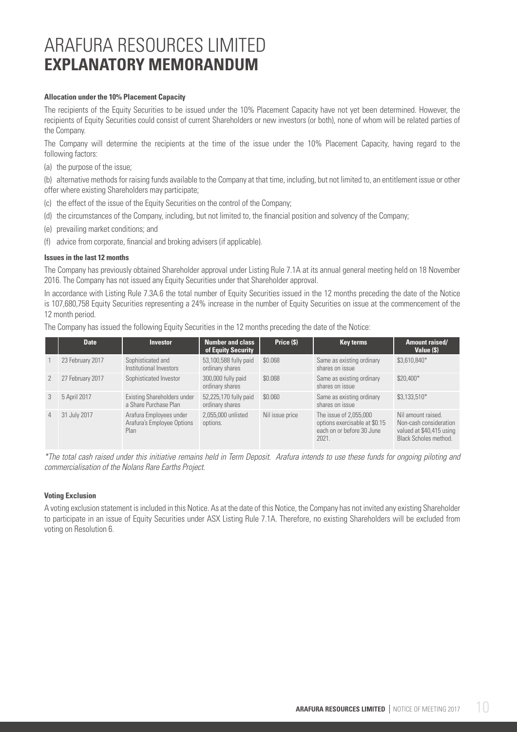# ARAFURA RESOURCES LIMITED
# **EXPLANATORY MEMORANDUM**

**Allocation under the 10% Placement Capacity**

The recipients of the Equity Securities to be issued under the 10% Placement Capacity have not yet been determined. However, the recipients of Equity Securities could consist of current Shareholders or new investors (or both), none of whom will be related parties of the Company.

The Company will determine the recipients at the time of the issue under the 10% Placement Capacity, having regard to the following factors:

(a) the purpose of the issue;

(b) alternative methods for raising funds available to the Company at that time, including, but not limited to, an entitlement issue or other offer where existing Shareholders may participate;

(c) the effect of the issue of the Equity Securities on the control of the Company;

(d) the circumstances of the Company, including, but not limited to, the financial position and solvency of the Company;

(e) prevailing market conditions; and

(f) advice from corporate, financial and broking advisers (if applicable).

**Issues in the last 12 months**

The Company has previously obtained Shareholder approval under Listing Rule 7.1A at its annual general meeting held on 18 November 2016. The Company has not issued any Equity Securities under that Shareholder approval.

In accordance with Listing Rule 7.3A.6 the total number of Equity Securities issued in the 12 months preceding the date of the Notice is 107,680,758 Equity Securities representing a 24% increase in the number of Equity Securities on issue at the commencement of the 12 month period.

The Company has issued the following Equity Securities in the 12 months preceding the date of the Notice:

| | Date | Investor | Number and class of Equity Security | Price ($) | Key terms | Amount raised/ Value ($) |
|---|---|---|---|---|---|---|
| 1 | 23 February 2017 | Sophisticated and Institutional Investors | 53,100,588 fully paid ordinary shares | $0.068 | Same as existing ordinary shares on issue | $3,610,840* |
| 2 | 27 February 2017 | Sophisticated Investor | 300,000 fully paid ordinary shares | $0.068 | Same as existing ordinary shares on issue | $20,400* |
| 3 | 5 April 2017 | Existing Shareholders under a Share Purchase Plan | 52,225,170 fully paid ordinary shares | $0.060 | Same as existing ordinary shares on issue | $3,133,510* |
| 4 | 31 July 2017 | Arafura Employees under Arafura's Employee Options Plan | 2,055,000 unlisted options. | Nil issue price | The issue of 2,055,000 options exercisable at $0.15 each on or before 30 June 2021. | Nil amount raised. Non-cash consideration valued at $40,415 using Black Scholes method. |

*\*The total cash raised under this initiative remains held in Term Deposit. Arafura intends to use these funds for ongoing piloting and commercialisation of the Nolans Rare Earths Project.*

**Voting Exclusion**

A voting exclusion statement is included in this Notice. As at the date of this Notice, the Company has not invited any existing Shareholder to participate in an issue of Equity Securities under ASX Listing Rule 7.1A. Therefore, no existing Shareholders will be excluded from voting on Resolution 6.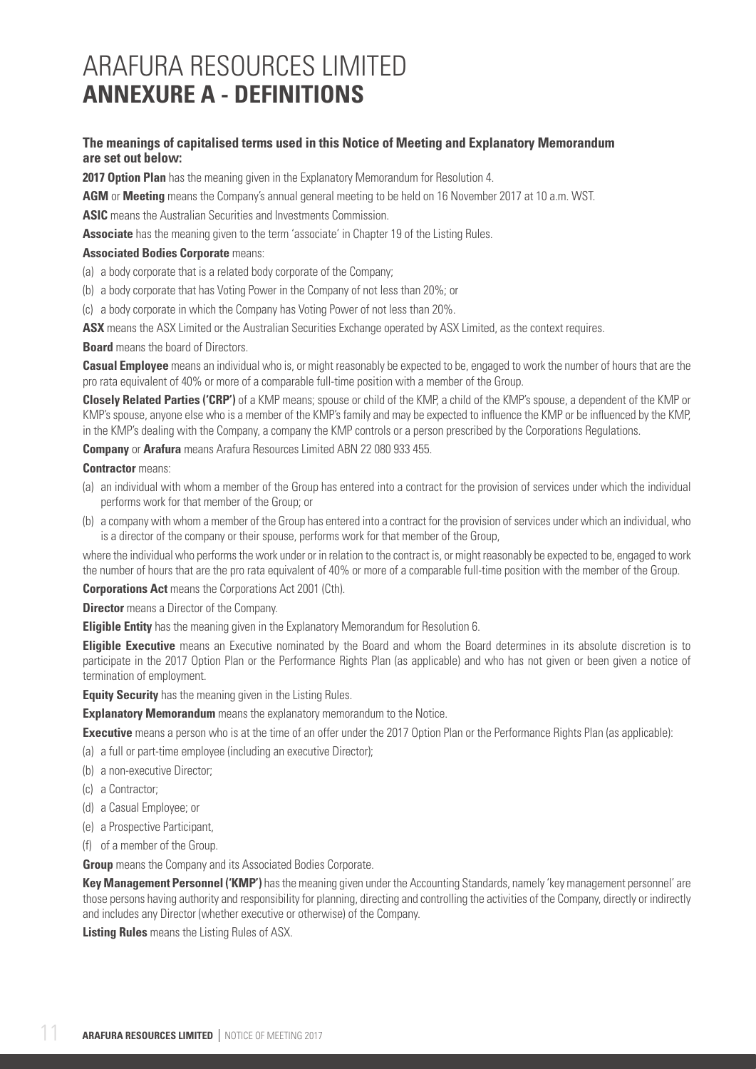# ARAFURA RESOURCES LIMITED
# ANNEXURE A - DEFINITIONS

### The meanings of capitalised terms used in this Notice of Meeting and Explanatory Memorandum are set out below:

**2017 Option Plan** has the meaning given in the Explanatory Memorandum for Resolution 4.

**AGM** or **Meeting** means the Company's annual general meeting to be held on 16 November 2017 at 10 a.m. WST.

**ASIC** means the Australian Securities and Investments Commission.

**Associate** has the meaning given to the term 'associate' in Chapter 19 of the Listing Rules.

**Associated Bodies Corporate** means:

(a) a body corporate that is a related body corporate of the Company;

(b) a body corporate that has Voting Power in the Company of not less than 20%; or

(c) a body corporate in which the Company has Voting Power of not less than 20%.

**ASX** means the ASX Limited or the Australian Securities Exchange operated by ASX Limited, as the context requires.

**Board** means the board of Directors.

**Casual Employee** means an individual who is, or might reasonably be expected to be, engaged to work the number of hours that are the pro rata equivalent of 40% or more of a comparable full-time position with a member of the Group.

**Closely Related Parties ('CRP')** of a KMP means; spouse or child of the KMP, a child of the KMP's spouse, a dependent of the KMP or KMP's spouse, anyone else who is a member of the KMP's family and may be expected to influence the KMP or be influenced by the KMP, in the KMP's dealing with the Company, a company the KMP controls or a person prescribed by the Corporations Regulations.

**Company** or **Arafura** means Arafura Resources Limited ABN 22 080 933 455.

**Contractor** means:

(a) an individual with whom a member of the Group has entered into a contract for the provision of services under which the individual performs work for that member of the Group; or

(b) a company with whom a member of the Group has entered into a contract for the provision of services under which an individual, who is a director of the company or their spouse, performs work for that member of the Group,

where the individual who performs the work under or in relation to the contract is, or might reasonably be expected to be, engaged to work the number of hours that are the pro rata equivalent of 40% or more of a comparable full-time position with the member of the Group.

**Corporations Act** means the Corporations Act 2001 (Cth).

**Director** means a Director of the Company.

**Eligible Entity** has the meaning given in the Explanatory Memorandum for Resolution 6.

**Eligible Executive** means an Executive nominated by the Board and whom the Board determines in its absolute discretion is to participate in the 2017 Option Plan or the Performance Rights Plan (as applicable) and who has not given or been given a notice of termination of employment.

**Equity Security** has the meaning given in the Listing Rules.

**Explanatory Memorandum** means the explanatory memorandum to the Notice.

**Executive** means a person who is at the time of an offer under the 2017 Option Plan or the Performance Rights Plan (as applicable):

(a) a full or part-time employee (including an executive Director);

(b) a non-executive Director;

(c) a Contractor;

(d) a Casual Employee; or

(e) a Prospective Participant,

(f) of a member of the Group.

**Group** means the Company and its Associated Bodies Corporate.

**Key Management Personnel ('KMP')** has the meaning given under the Accounting Standards, namely 'key management personnel' are those persons having authority and responsibility for planning, directing and controlling the activities of the Company, directly or indirectly and includes any Director (whether executive or otherwise) of the Company.

**Listing Rules** means the Listing Rules of ASX.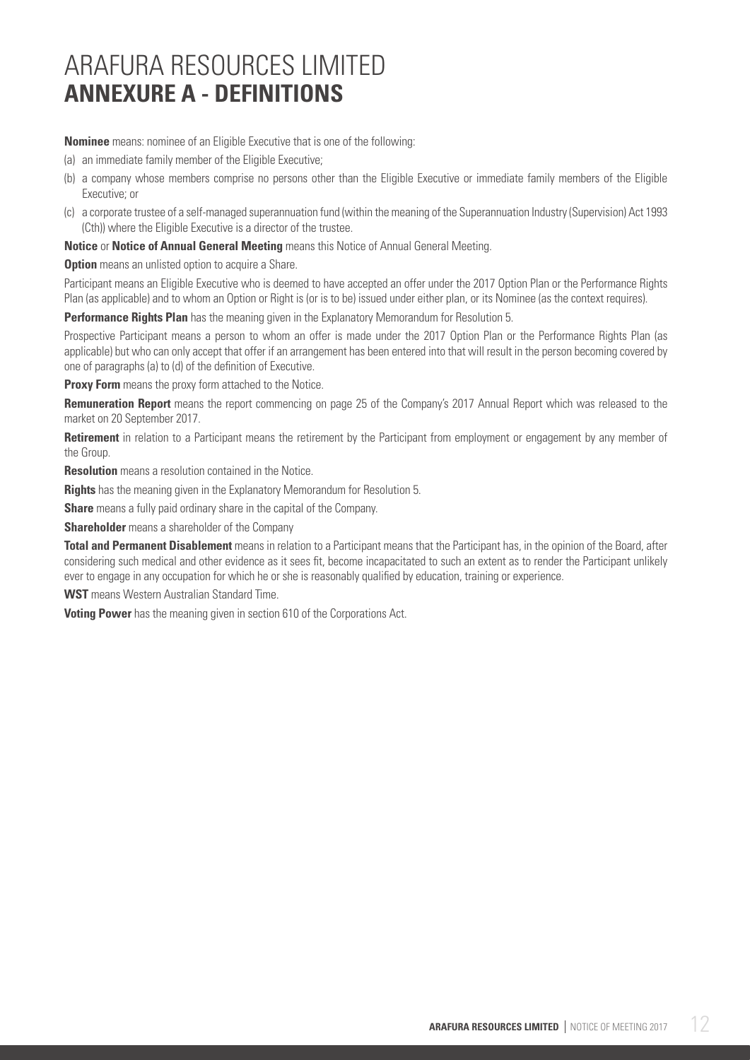# ARAFURA RESOURCES LIMITED
## ANNEXURE A - DEFINITIONS

**Nominee** means: nominee of an Eligible Executive that is one of the following:

(a) an immediate family member of the Eligible Executive;

(b) a company whose members comprise no persons other than the Eligible Executive or immediate family members of the Eligible Executive; or

(c) a corporate trustee of a self-managed superannuation fund (within the meaning of the Superannuation Industry (Supervision) Act 1993 (Cth)) where the Eligible Executive is a director of the trustee.

**Notice** or **Notice of Annual General Meeting** means this Notice of Annual General Meeting.

**Option** means an unlisted option to acquire a Share.

Participant means an Eligible Executive who is deemed to have accepted an offer under the 2017 Option Plan or the Performance Rights Plan (as applicable) and to whom an Option or Right is (or is to be) issued under either plan, or its Nominee (as the context requires).

**Performance Rights Plan** has the meaning given in the Explanatory Memorandum for Resolution 5.

Prospective Participant means a person to whom an offer is made under the 2017 Option Plan or the Performance Rights Plan (as applicable) but who can only accept that offer if an arrangement has been entered into that will result in the person becoming covered by one of paragraphs (a) to (d) of the definition of Executive.

**Proxy Form** means the proxy form attached to the Notice.

**Remuneration Report** means the report commencing on page 25 of the Company's 2017 Annual Report which was released to the market on 20 September 2017.

**Retirement** in relation to a Participant means the retirement by the Participant from employment or engagement by any member of the Group.

**Resolution** means a resolution contained in the Notice.

**Rights** has the meaning given in the Explanatory Memorandum for Resolution 5.

**Share** means a fully paid ordinary share in the capital of the Company.

**Shareholder** means a shareholder of the Company

**Total and Permanent Disablement** means in relation to a Participant means that the Participant has, in the opinion of the Board, after considering such medical and other evidence as it sees fit, become incapacitated to such an extent as to render the Participant unlikely ever to engage in any occupation for which he or she is reasonably qualified by education, training or experience.

**WST** means Western Australian Standard Time.

**Voting Power** has the meaning given in section 610 of the Corporations Act.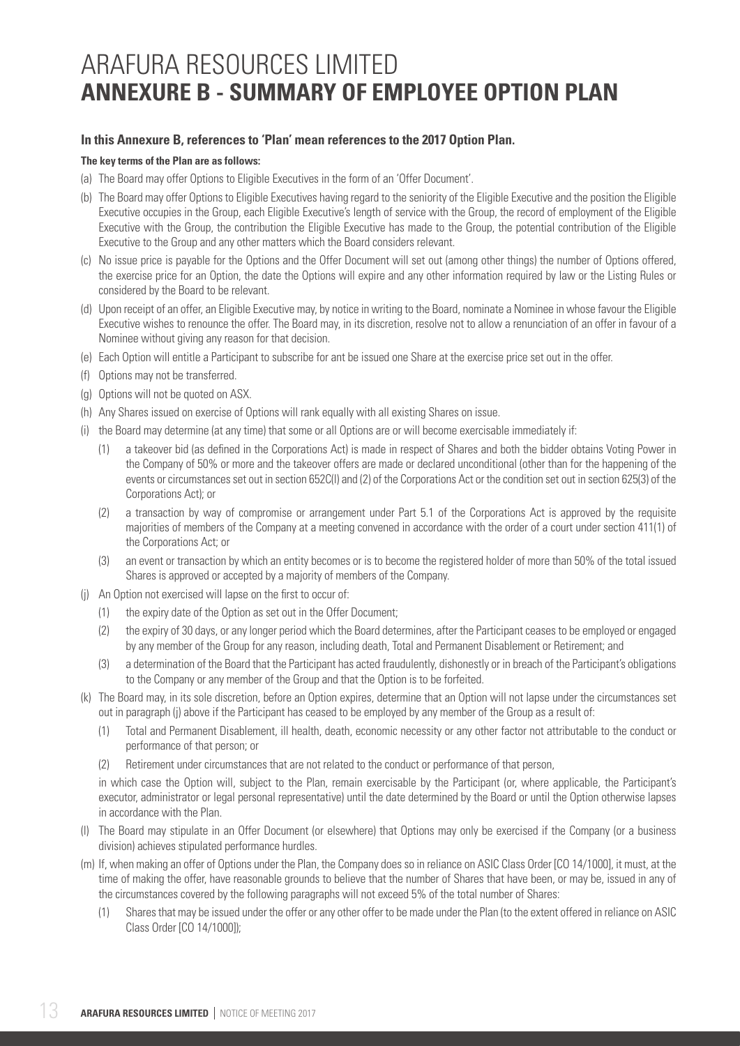# ARAFURA RESOURCES LIMITED
# ANNEXURE B - SUMMARY OF EMPLOYEE OPTION PLAN

### In this Annexure B, references to 'Plan' mean references to the 2017 Option Plan.

**The key terms of the Plan are as follows:**

(a) The Board may offer Options to Eligible Executives in the form of an 'Offer Document'.

(b) The Board may offer Options to Eligible Executives having regard to the seniority of the Eligible Executive and the position the Eligible Executive occupies in the Group, each Eligible Executive's length of service with the Group, the record of employment of the Eligible Executive with the Group, the contribution the Eligible Executive has made to the Group, the potential contribution of the Eligible Executive to the Group and any other matters which the Board considers relevant.

(c) No issue price is payable for the Options and the Offer Document will set out (among other things) the number of Options offered, the exercise price for an Option, the date the Options will expire and any other information required by law or the Listing Rules or considered by the Board to be relevant.

(d) Upon receipt of an offer, an Eligible Executive may, by notice in writing to the Board, nominate a Nominee in whose favour the Eligible Executive wishes to renounce the offer. The Board may, in its discretion, resolve not to allow a renunciation of an offer in favour of a Nominee without giving any reason for that decision.

(e) Each Option will entitle a Participant to subscribe for ant be issued one Share at the exercise price set out in the offer.

(f) Options may not be transferred.

(g) Options will not be quoted on ASX.

(h) Any Shares issued on exercise of Options will rank equally with all existing Shares on issue.

(i) the Board may determine (at any time) that some or all Options are or will become exercisable immediately if:

   (1) a takeover bid (as defined in the Corporations Act) is made in respect of Shares and both the bidder obtains Voting Power in the Company of 50% or more and the takeover offers are made or declared unconditional (other than for the happening of the events or circumstances set out in section 652C(l) and (2) of the Corporations Act or the condition set out in section 625(3) of the Corporations Act); or

   (2) a transaction by way of compromise or arrangement under Part 5.1 of the Corporations Act is approved by the requisite majorities of members of the Company at a meeting convened in accordance with the order of a court under section 411(1) of the Corporations Act; or

   (3) an event or transaction by which an entity becomes or is to become the registered holder of more than 50% of the total issued Shares is approved or accepted by a majority of members of the Company.

(j) An Option not exercised will lapse on the first to occur of:

   (1) the expiry date of the Option as set out in the Offer Document;

   (2) the expiry of 30 days, or any longer period which the Board determines, after the Participant ceases to be employed or engaged by any member of the Group for any reason, including death, Total and Permanent Disablement or Retirement; and

   (3) a determination of the Board that the Participant has acted fraudulently, dishonestly or in breach of the Participant's obligations to the Company or any member of the Group and that the Option is to be forfeited.

(k) The Board may, in its sole discretion, before an Option expires, determine that an Option will not lapse under the circumstances set out in paragraph (j) above if the Participant has ceased to be employed by any member of the Group as a result of:

   (1) Total and Permanent Disablement, ill health, death, economic necessity or any other factor not attributable to the conduct or performance of that person; or

   (2) Retirement under circumstances that are not related to the conduct or performance of that person,

   in which case the Option will, subject to the Plan, remain exercisable by the Participant (or, where applicable, the Participant's executor, administrator or legal personal representative) until the date determined by the Board or until the Option otherwise lapses in accordance with the Plan.

(l) The Board may stipulate in an Offer Document (or elsewhere) that Options may only be exercised if the Company (or a business division) achieves stipulated performance hurdles.

(m) If, when making an offer of Options under the Plan, the Company does so in reliance on ASIC Class Order [CO 14/1000], it must, at the time of making the offer, have reasonable grounds to believe that the number of Shares that have been, or may be, issued in any of the circumstances covered by the following paragraphs will not exceed 5% of the total number of Shares:

   (1) Shares that may be issued under the offer or any other offer to be made under the Plan (to the extent offered in reliance on ASIC Class Order [CO 14/1000]);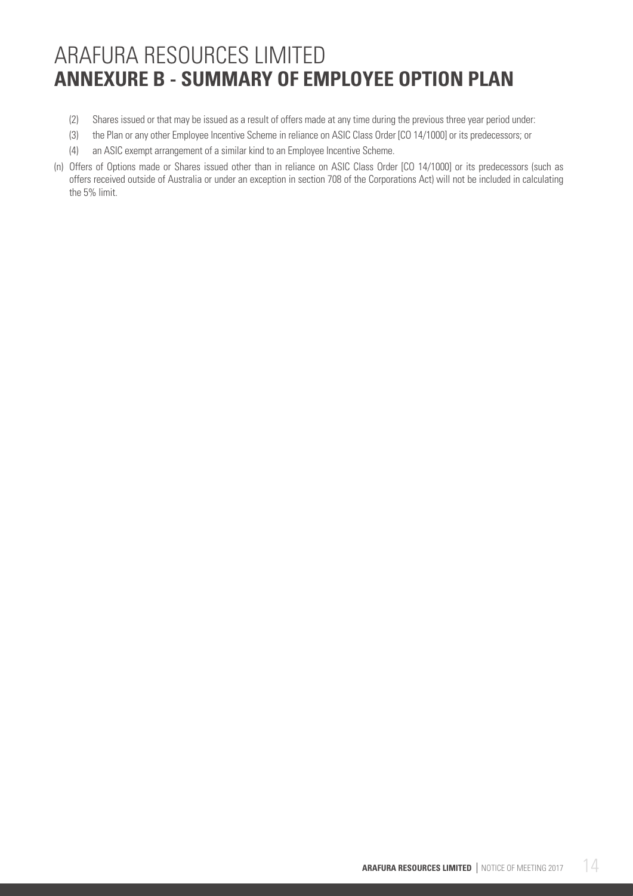# ARAFURA RESOURCES LIMITED
# **ANNEXURE B - SUMMARY OF EMPLOYEE OPTION PLAN**

(2) Shares issued or that may be issued as a result of offers made at any time during the previous three year period under:

(3) the Plan or any other Employee Incentive Scheme in reliance on ASIC Class Order [CO 14/1000] or its predecessors; or

(4) an ASIC exempt arrangement of a similar kind to an Employee Incentive Scheme.

(n) Offers of Options made or Shares issued other than in reliance on ASIC Class Order [CO 14/1000] or its predecessors (such as offers received outside of Australia or under an exception in section 708 of the Corporations Act) will not be included in calculating the 5% limit.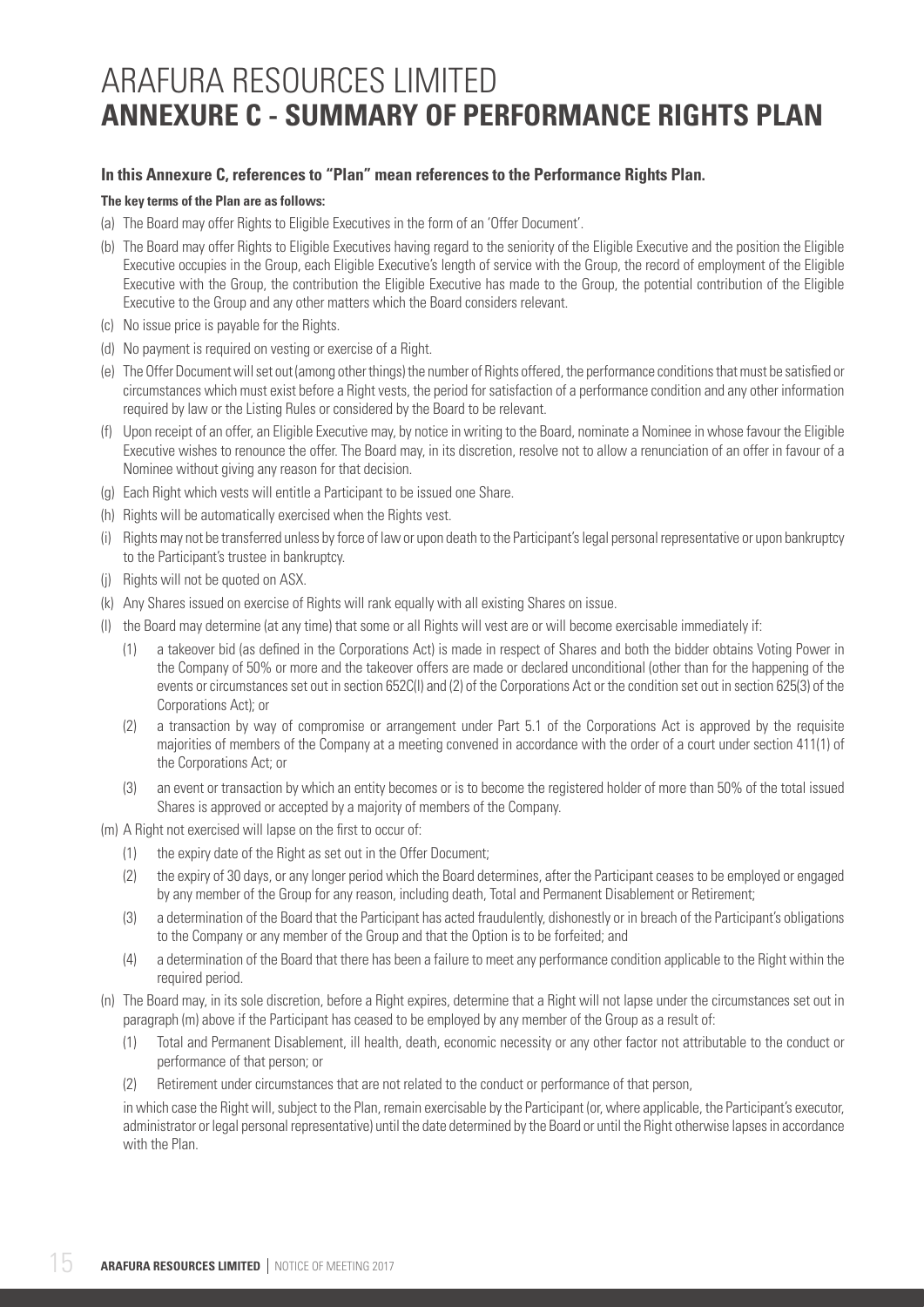# ARAFURA RESOURCES LIMITED
# ANNEXURE C - SUMMARY OF PERFORMANCE RIGHTS PLAN

**In this Annexure C, references to "Plan" mean references to the Performance Rights Plan.**

**The key terms of the Plan are as follows:**

(a) The Board may offer Rights to Eligible Executives in the form of an 'Offer Document'.

(b) The Board may offer Rights to Eligible Executives having regard to the seniority of the Eligible Executive and the position the Eligible Executive occupies in the Group, each Eligible Executive's length of service with the Group, the record of employment of the Eligible Executive with the Group, the contribution the Eligible Executive has made to the Group, the potential contribution of the Eligible Executive to the Group and any other matters which the Board considers relevant.

(c) No issue price is payable for the Rights.

(d) No payment is required on vesting or exercise of a Right.

(e) The Offer Document will set out (among other things) the number of Rights offered, the performance conditions that must be satisfied or circumstances which must exist before a Right vests, the period for satisfaction of a performance condition and any other information required by law or the Listing Rules or considered by the Board to be relevant.

(f) Upon receipt of an offer, an Eligible Executive may, by notice in writing to the Board, nominate a Nominee in whose favour the Eligible Executive wishes to renounce the offer. The Board may, in its discretion, resolve not to allow a renunciation of an offer in favour of a Nominee without giving any reason for that decision.

(g) Each Right which vests will entitle a Participant to be issued one Share.

(h) Rights will be automatically exercised when the Rights vest.

(i) Rights may not be transferred unless by force of law or upon death to the Participant's legal personal representative or upon bankruptcy to the Participant's trustee in bankruptcy.

(j) Rights will not be quoted on ASX.

(k) Any Shares issued on exercise of Rights will rank equally with all existing Shares on issue.

(l) the Board may determine (at any time) that some or all Rights will vest are or will become exercisable immediately if:

   (1) a takeover bid (as defined in the Corporations Act) is made in respect of Shares and both the bidder obtains Voting Power in the Company of 50% or more and the takeover offers are made or declared unconditional (other than for the happening of the events or circumstances set out in section 652C(l) and (2) of the Corporations Act or the condition set out in section 625(3) of the Corporations Act); or

   (2) a transaction by way of compromise or arrangement under Part 5.1 of the Corporations Act is approved by the requisite majorities of members of the Company at a meeting convened in accordance with the order of a court under section 411(1) of the Corporations Act; or

   (3) an event or transaction by which an entity becomes or is to become the registered holder of more than 50% of the total issued Shares is approved or accepted by a majority of members of the Company.

(m) A Right not exercised will lapse on the first to occur of:

   (1) the expiry date of the Right as set out in the Offer Document;

   (2) the expiry of 30 days, or any longer period which the Board determines, after the Participant ceases to be employed or engaged by any member of the Group for any reason, including death, Total and Permanent Disablement or Retirement;

   (3) a determination of the Board that the Participant has acted fraudulently, dishonestly or in breach of the Participant's obligations to the Company or any member of the Group and that the Option is to be forfeited; and

   (4) a determination of the Board that there has been a failure to meet any performance condition applicable to the Right within the required period.

(n) The Board may, in its sole discretion, before a Right expires, determine that a Right will not lapse under the circumstances set out in paragraph (m) above if the Participant has ceased to be employed by any member of the Group as a result of:

   (1) Total and Permanent Disablement, ill health, death, economic necessity or any other factor not attributable to the conduct or performance of that person; or

   (2) Retirement under circumstances that are not related to the conduct or performance of that person,

   in which case the Right will, subject to the Plan, remain exercisable by the Participant (or, where applicable, the Participant's executor, administrator or legal personal representative) until the date determined by the Board or until the Right otherwise lapses in accordance with the Plan.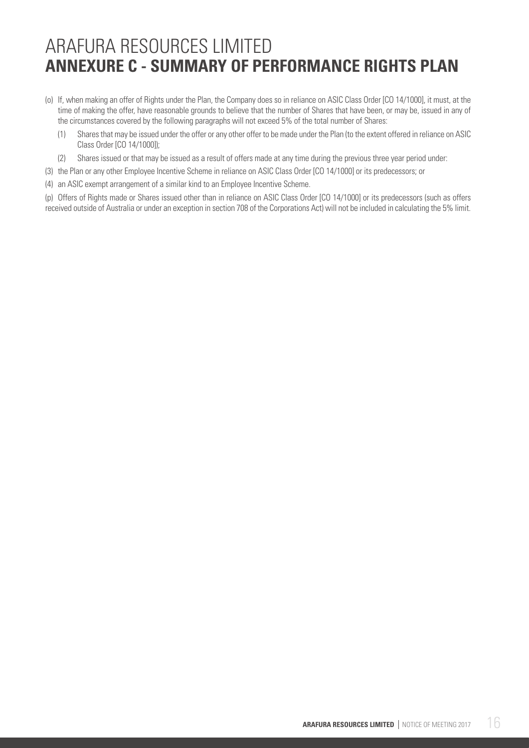# ARAFURA RESOURCES LIMITED
# **ANNEXURE C - SUMMARY OF PERFORMANCE RIGHTS PLAN**

(o) If, when making an offer of Rights under the Plan, the Company does so in reliance on ASIC Class Order [CO 14/1000], it must, at the time of making the offer, have reasonable grounds to believe that the number of Shares that have been, or may be, issued in any of the circumstances covered by the following paragraphs will not exceed 5% of the total number of Shares:

   (1) Shares that may be issued under the offer or any other offer to be made under the Plan (to the extent offered in reliance on ASIC Class Order [CO 14/1000]);

   (2) Shares issued or that may be issued as a result of offers made at any time during the previous three year period under:

(3) the Plan or any other Employee Incentive Scheme in reliance on ASIC Class Order [CO 14/1000] or its predecessors; or

(4) an ASIC exempt arrangement of a similar kind to an Employee Incentive Scheme.

(p) Offers of Rights made or Shares issued other than in reliance on ASIC Class Order [CO 14/1000] or its predecessors (such as offers received outside of Australia or under an exception in section 708 of the Corporations Act) will not be included in calculating the 5% limit.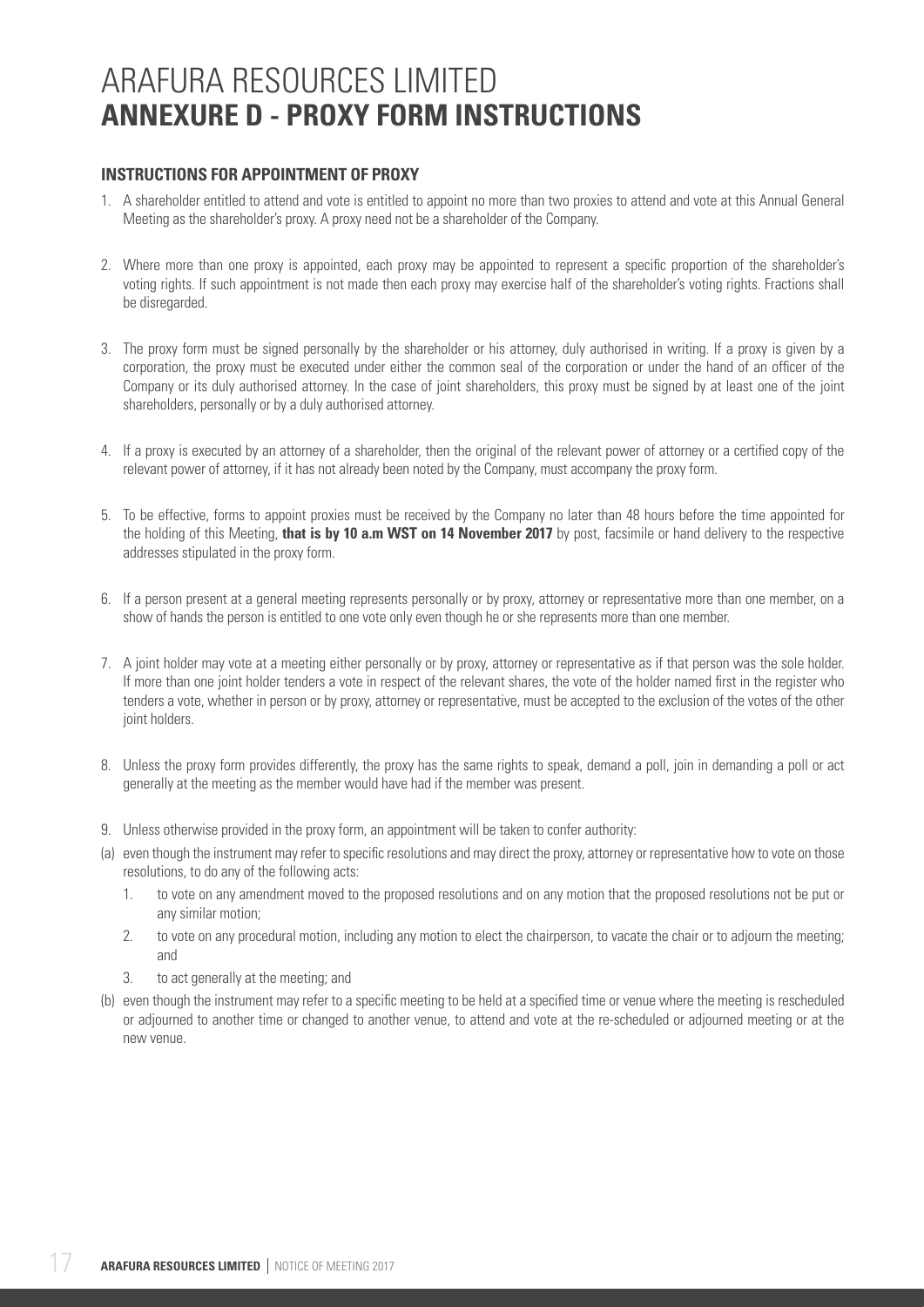# ARAFURA RESOURCES LIMITED
# ANNEXURE D - PROXY FORM INSTRUCTIONS

## INSTRUCTIONS FOR APPOINTMENT OF PROXY

1. A shareholder entitled to attend and vote is entitled to appoint no more than two proxies to attend and vote at this Annual General Meeting as the shareholder's proxy. A proxy need not be a shareholder of the Company.

2. Where more than one proxy is appointed, each proxy may be appointed to represent a specific proportion of the shareholder's voting rights. If such appointment is not made then each proxy may exercise half of the shareholder's voting rights. Fractions shall be disregarded.

3. The proxy form must be signed personally by the shareholder or his attorney, duly authorised in writing. If a proxy is given by a corporation, the proxy must be executed under either the common seal of the corporation or under the hand of an officer of the Company or its duly authorised attorney. In the case of joint shareholders, this proxy must be signed by at least one of the joint shareholders, personally or by a duly authorised attorney.

4. If a proxy is executed by an attorney of a shareholder, then the original of the relevant power of attorney or a certified copy of the relevant power of attorney, if it has not already been noted by the Company, must accompany the proxy form.

5. To be effective, forms to appoint proxies must be received by the Company no later than 48 hours before the time appointed for the holding of this Meeting, **that is by 10 a.m WST on 14 November 2017** by post, facsimile or hand delivery to the respective addresses stipulated in the proxy form.

6. If a person present at a general meeting represents personally or by proxy, attorney or representative more than one member, on a show of hands the person is entitled to one vote only even though he or she represents more than one member.

7. A joint holder may vote at a meeting either personally or by proxy, attorney or representative as if that person was the sole holder. If more than one joint holder tenders a vote in respect of the relevant shares, the vote of the holder named first in the register who tenders a vote, whether in person or by proxy, attorney or representative, must be accepted to the exclusion of the votes of the other joint holders.

8. Unless the proxy form provides differently, the proxy has the same rights to speak, demand a poll, join in demanding a poll or act generally at the meeting as the member would have had if the member was present.

9. Unless otherwise provided in the proxy form, an appointment will be taken to confer authority:

(a) even though the instrument may refer to specific resolutions and may direct the proxy, attorney or representative how to vote on those resolutions, to do any of the following acts:

   1. to vote on any amendment moved to the proposed resolutions and on any motion that the proposed resolutions not be put or any similar motion;
   2. to vote on any procedural motion, including any motion to elect the chairperson, to vacate the chair or to adjourn the meeting; and
   3. to act generally at the meeting; and

(b) even though the instrument may refer to a specific meeting to be held at a specified time or venue where the meeting is rescheduled or adjourned to another time or changed to another venue, to attend and vote at the re-scheduled or adjourned meeting or at the new venue.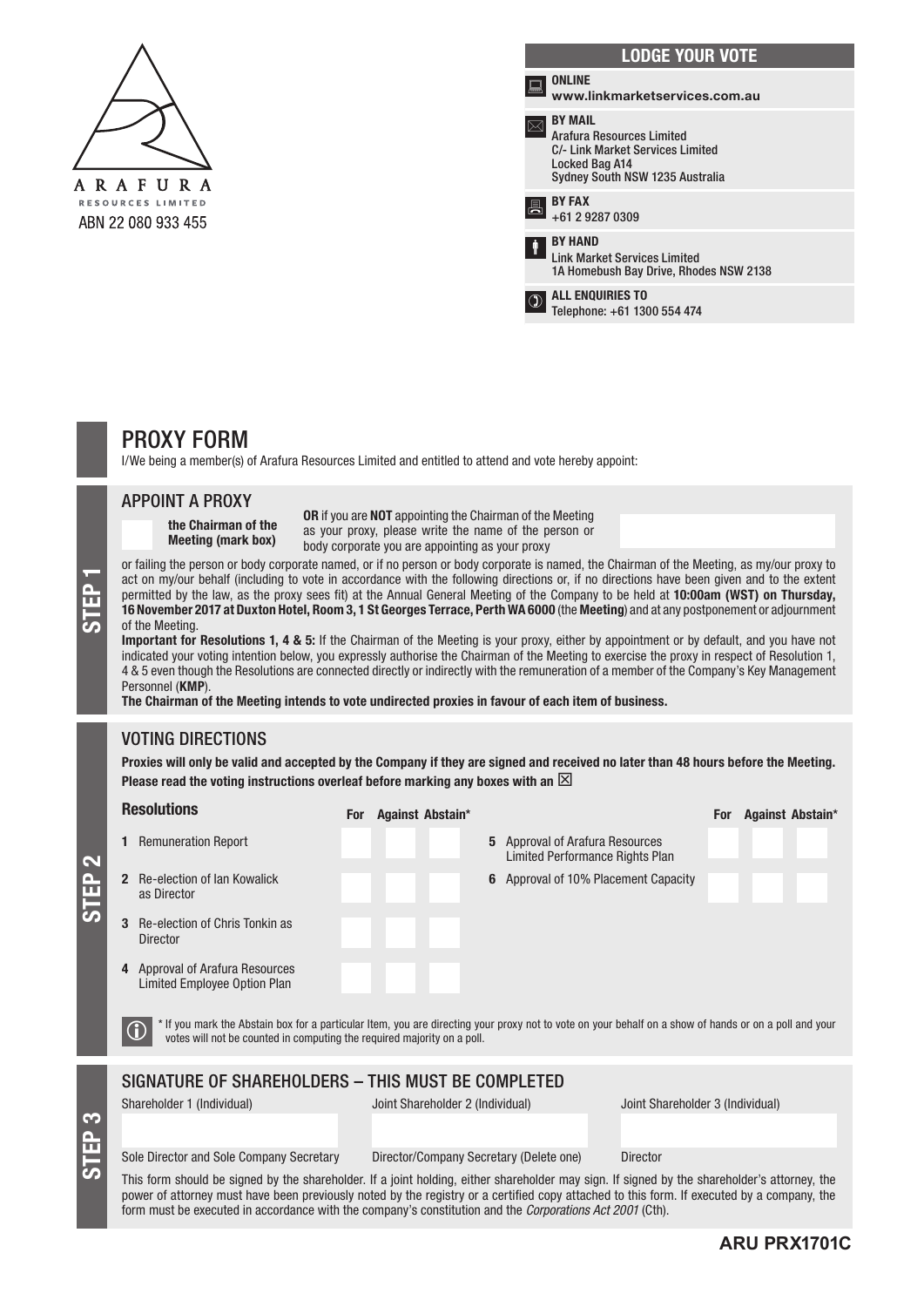ARAFURA
RESOURCES LIMITED
ABN 22 080 933 455

**LODGE YOUR VOTE**

**ONLINE**
**www.linkmarketservices.com.au**

**BY MAIL**
Arafura Resources Limited
C/- Link Market Services Limited
Locked Bag A14
Sydney South NSW 1235 Australia

**BY FAX**
+61 2 9287 0309

**BY HAND**
Link Market Services Limited
1A Homebush Bay Drive, Rhodes NSW 2138

**ALL ENQUIRIES TO**
Telephone: +61 1300 554 474

# PROXY FORM

I/We being a member(s) of Arafura Resources Limited and entitled to attend and vote hereby appoint:

## STEP 1

### APPOINT A PROXY

**the Chairman of the Meeting (mark box)**

**OR** if you are **NOT** appointing the Chairman of the Meeting as your proxy, please write the name of the person or body corporate you are appointing as your proxy

or failing the person or body corporate named, or if no person or body corporate is named, the Chairman of the Meeting, as my/our proxy to act on my/our behalf (including to vote in accordance with the following directions or, if no directions have been given and to the extent permitted by the law, as the proxy sees fit) at the Annual General Meeting of the Company to be held at **10:00am (WST) on Thursday, 16 November 2017 at Duxton Hotel, Room 3, 1 St Georges Terrace, Perth WA 6000** (the **Meeting**) and at any postponement or adjournment of the Meeting.

**Important for Resolutions 1, 4 & 5:** If the Chairman of the Meeting is your proxy, either by appointment or by default, and you have not indicated your voting intention below, you expressly authorise the Chairman of the Meeting to exercise the proxy in respect of Resolution 1, 4 & 5 even though the Resolutions are connected directly or indirectly with the remuneration of a member of the Company's Key Management Personnel (**KMP**).

**The Chairman of the Meeting intends to vote undirected proxies in favour of each item of business.**

## STEP 2

### VOTING DIRECTIONS

**Proxies will only be valid and accepted by the Company if they are signed and received no later than 48 hours before the Meeting. Please read the voting instructions overleaf before marking any boxes with an ☒**

| Resolutions | For | Against | Abstain* |
|---|---|---|---|
| 1 Remuneration Report | | | |
| 2 Re-election of Ian Kowalick as Director | | | |
| 3 Re-election of Chris Tonkin as Director | | | |
| 4 Approval of Arafura Resources Limited Employee Option Plan | | | |
| 5 Approval of Arafura Resources Limited Performance Rights Plan | | | |
| 6 Approval of 10% Placement Capacity | | | |

\* If you mark the Abstain box for a particular Item, you are directing your proxy not to vote on your behalf on a show of hands or on a poll and your votes will not be counted in computing the required majority on a poll.

## STEP 3

### SIGNATURE OF SHAREHOLDERS – THIS MUST BE COMPLETED

| Shareholder 1 (Individual) | Joint Shareholder 2 (Individual) | Joint Shareholder 3 (Individual) |
|---|---|---|
| | | |
| Sole Director and Sole Company Secretary | Director/Company Secretary (Delete one) | Director |

This form should be signed by the shareholder. If a joint holding, either shareholder may sign. If signed by the shareholder's attorney, the power of attorney must have been previously noted by the registry or a certified copy attached to this form. If executed by a company, the form must be executed in accordance with the company's constitution and the *Corporations Act 2001* (Cth).

**ARU PRX1701C**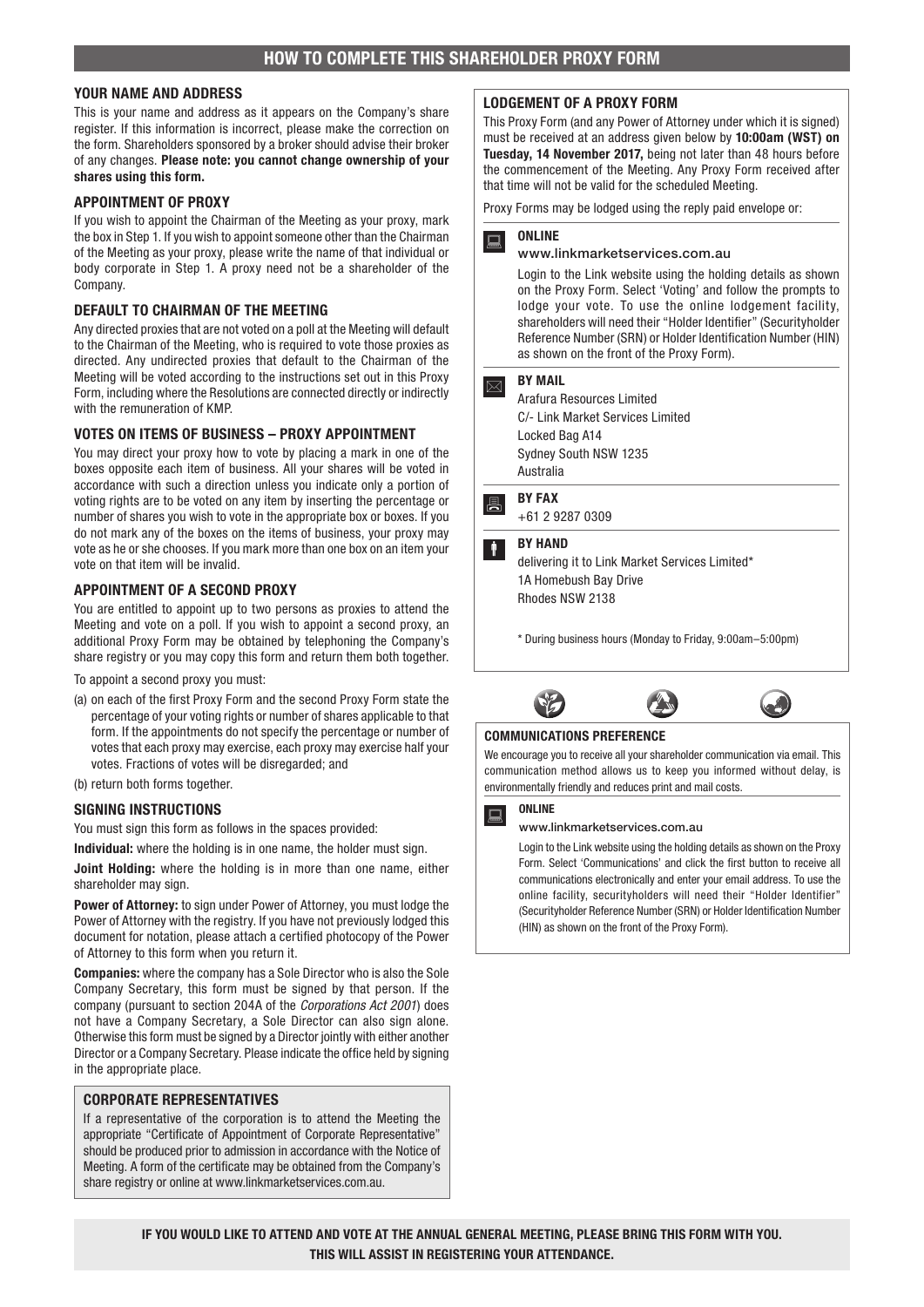# HOW TO COMPLETE THIS SHAREHOLDER PROXY FORM

### YOUR NAME AND ADDRESS

This is your name and address as it appears on the Company's share register. If this information is incorrect, please make the correction on the form. Shareholders sponsored by a broker should advise their broker of any changes. **Please note: you cannot change ownership of your shares using this form.**

### APPOINTMENT OF PROXY

If you wish to appoint the Chairman of the Meeting as your proxy, mark the box in Step 1. If you wish to appoint someone other than the Chairman of the Meeting as your proxy, please write the name of that individual or body corporate in Step 1. A proxy need not be a shareholder of the Company.

### DEFAULT TO CHAIRMAN OF THE MEETING

Any directed proxies that are not voted on a poll at the Meeting will default to the Chairman of the Meeting, who is required to vote those proxies as directed. Any undirected proxies that default to the Chairman of the Meeting will be voted according to the instructions set out in this Proxy Form, including where the Resolutions are connected directly or indirectly with the remuneration of KMP.

### VOTES ON ITEMS OF BUSINESS – PROXY APPOINTMENT

You may direct your proxy how to vote by placing a mark in one of the boxes opposite each item of business. All your shares will be voted in accordance with such a direction unless you indicate only a portion of voting rights are to be voted on any item by inserting the percentage or number of shares you wish to vote in the appropriate box or boxes. If you do not mark any of the boxes on the items of business, your proxy may vote as he or she chooses. If you mark more than one box on an item your vote on that item will be invalid.

### APPOINTMENT OF A SECOND PROXY

You are entitled to appoint up to two persons as proxies to attend the Meeting and vote on a poll. If you wish to appoint a second proxy, an additional Proxy Form may be obtained by telephoning the Company's share registry or you may copy this form and return them both together.

To appoint a second proxy you must:

(a) on each of the first Proxy Form and the second Proxy Form state the percentage of your voting rights or number of shares applicable to that form. If the appointments do not specify the percentage or number of votes that each proxy may exercise, each proxy may exercise half your votes. Fractions of votes will be disregarded; and

(b) return both forms together.

### SIGNING INSTRUCTIONS

You must sign this form as follows in the spaces provided:

**Individual:** where the holding is in one name, the holder must sign.

**Joint Holding:** where the holding is in more than one name, either shareholder may sign.

**Power of Attorney:** to sign under Power of Attorney, you must lodge the Power of Attorney with the registry. If you have not previously lodged this document for notation, please attach a certified photocopy of the Power of Attorney to this form when you return it.

**Companies:** where the company has a Sole Director who is also the Sole Company Secretary, this form must be signed by that person. If the company (pursuant to section 204A of the *Corporations Act 2001*) does not have a Company Secretary, a Sole Director can also sign alone. Otherwise this form must be signed by a Director jointly with either another Director or a Company Secretary. Please indicate the office held by signing in the appropriate place.

### CORPORATE REPRESENTATIVES

If a representative of the corporation is to attend the Meeting the appropriate "Certificate of Appointment of Corporate Representative" should be produced prior to admission in accordance with the Notice of Meeting. A form of the certificate may be obtained from the Company's share registry or online at www.linkmarketservices.com.au.

### LODGEMENT OF A PROXY FORM

This Proxy Form (and any Power of Attorney under which it is signed) must be received at an address given below by **10:00am (WST) on Tuesday, 14 November 2017,** being not later than 48 hours before the commencement of the Meeting. Any Proxy Form received after that time will not be valid for the scheduled Meeting.

Proxy Forms may be lodged using the reply paid envelope or:

**ONLINE**
www.linkmarketservices.com.au

Login to the Link website using the holding details as shown on the Proxy Form. Select 'Voting' and follow the prompts to lodge your vote. To use the online lodgement facility, shareholders will need their "Holder Identifier" (Securityholder Reference Number (SRN) or Holder Identification Number (HIN) as shown on the front of the Proxy Form).

**BY MAIL**
Arafura Resources Limited
C/- Link Market Services Limited
Locked Bag A14
Sydney South NSW 1235
Australia

**BY FAX**
+61 2 9287 0309

**BY HAND**
delivering it to Link Market Services Limited*
1A Homebush Bay Drive
Rhodes NSW 2138

\* During business hours (Monday to Friday, 9:00am–5:00pm)

### COMMUNICATIONS PREFERENCE

We encourage you to receive all your shareholder communication via email. This communication method allows us to keep you informed without delay, is environmentally friendly and reduces print and mail costs.

**ONLINE**
www.linkmarketservices.com.au

Login to the Link website using the holding details as shown on the Proxy Form. Select 'Communications' and click the first button to receive all communications electronically and enter your email address. To use the online facility, securityholders will need their "Holder Identifier" (Securityholder Reference Number (SRN) or Holder Identification Number (HIN) as shown on the front of the Proxy Form).

**IF YOU WOULD LIKE TO ATTEND AND VOTE AT THE ANNUAL GENERAL MEETING, PLEASE BRING THIS FORM WITH YOU. THIS WILL ASSIST IN REGISTERING YOUR ATTENDANCE.**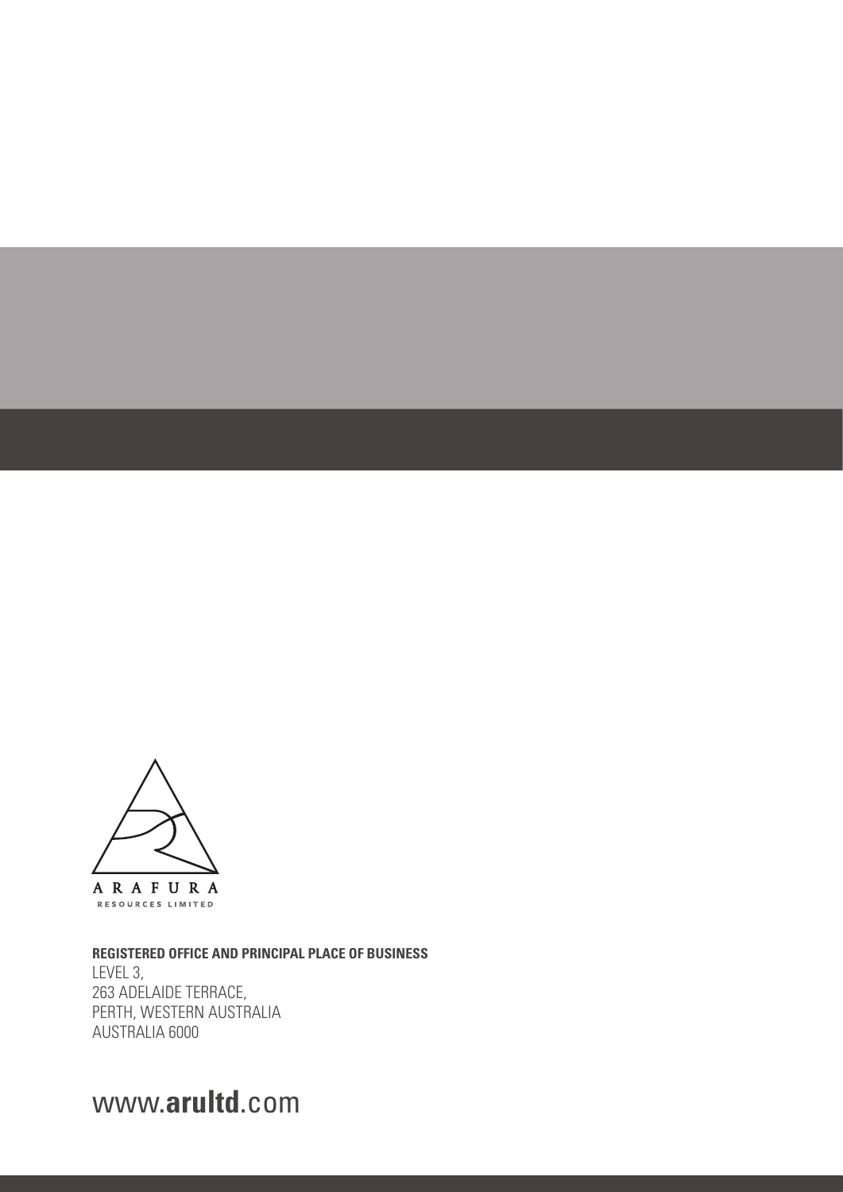ARAFURA

RESOURCES LIMITED

**REGISTERED OFFICE AND PRINCIPAL PLACE OF BUSINESS**

LEVEL 3,
263 ADELAIDE TERRACE,
PERTH, WESTERN AUSTRALIA
AUSTRALIA 6000

www.**arultd**.com